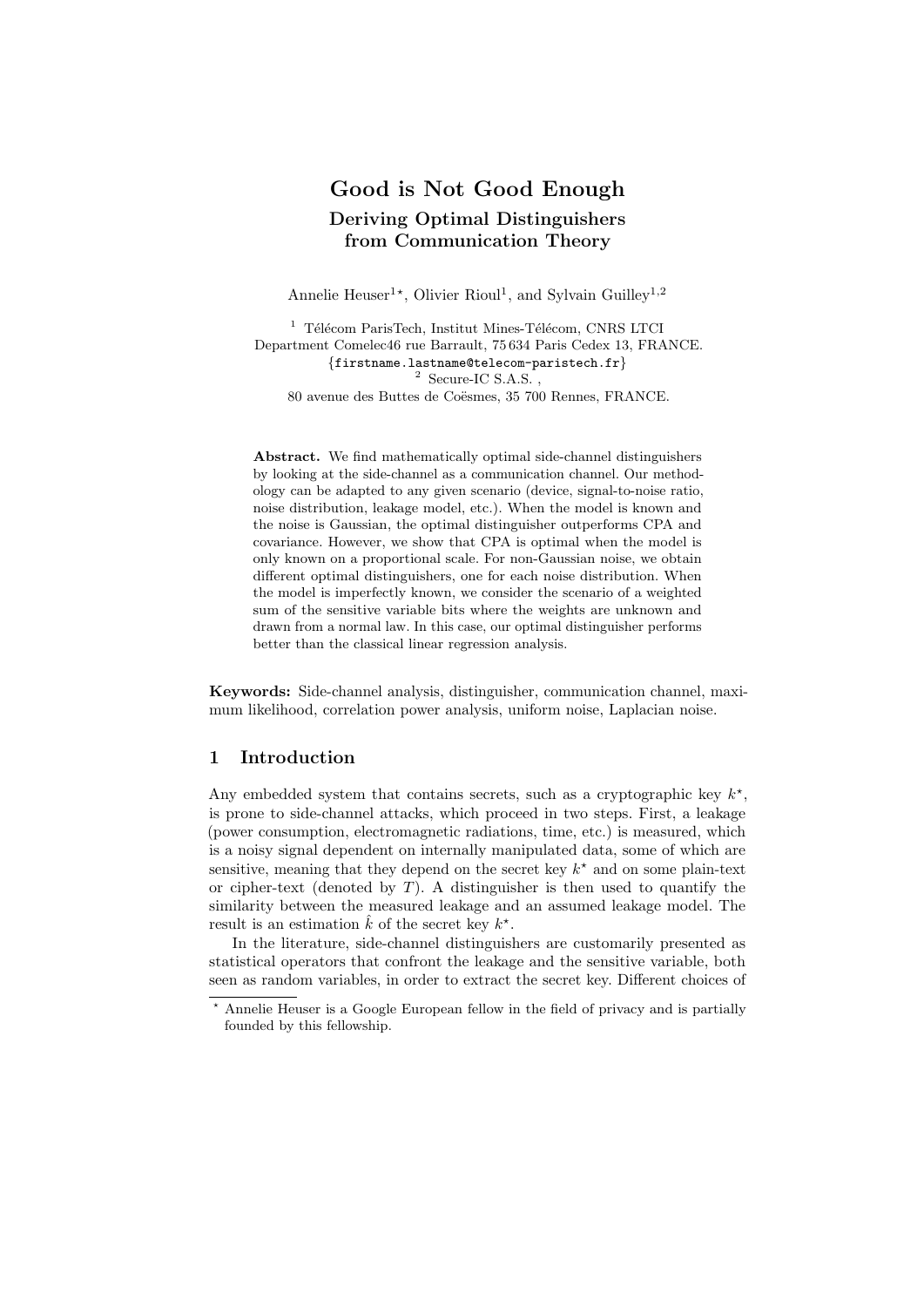# Good is Not Good Enough

## Deriving Optimal Distinguishers from Communication Theory

Annelie Heuser[1,⋆], Olivier Rioul[1], and Sylvain Guilley[1,2]

[1] Télécom ParisTech, Institut Mines-Télécom, CNRS LTCI
Department Comelec46 rue Barrault, 75 634 Paris Cedex 13, FRANCE.
{firstname.lastname@telecom-paristech.fr}
[2] Secure-IC S.A.S. ,
80 avenue des Buttes de Coësmes, 35 700 Rennes, FRANCE.

**Abstract.** We find mathematically optimal side-channel distinguishers by looking at the side-channel as a communication channel. Our methodology can be adapted to any given scenario (device, signal-to-noise ratio, noise distribution, leakage model, etc.). When the model is known and the noise is Gaussian, the optimal distinguisher outperforms CPA and covariance. However, we show that CPA is optimal when the model is only known on a proportional scale. For non-Gaussian noise, we obtain different optimal distinguishers, one for each noise distribution. When the model is imperfectly known, we consider the scenario of a weighted sum of the sensitive variable bits where the weights are unknown and drawn from a normal law. In this case, our optimal distinguisher performs better than the classical linear regression analysis.

**Keywords:** Side-channel analysis, distinguisher, communication channel, maximum likelihood, correlation power analysis, uniform noise, Laplacian noise.

## 1 Introduction

Any embedded system that contains secrets, such as a cryptographic key $k^\star$, is prone to side-channel attacks, which proceed in two steps. First, a leakage (power consumption, electromagnetic radiations, time, etc.) is measured, which is a noisy signal dependent on internally manipulated data, some of which are sensitive, meaning that they depend on the secret key $k^\star$ and on some plain-text or cipher-text (denoted by $T$). A distinguisher is then used to quantify the similarity between the measured leakage and an assumed leakage model. The result is an estimation $\hat{k}$ of the secret key $k^\star$.

In the literature, side-channel distinguishers are customarily presented as statistical operators that confront the leakage and the sensitive variable, both seen as random variables, in order to extract the secret key. Different choices of

⋆ Annelie Heuser is a Google European fellow in the field of privacy and is partially founded by this fellowship.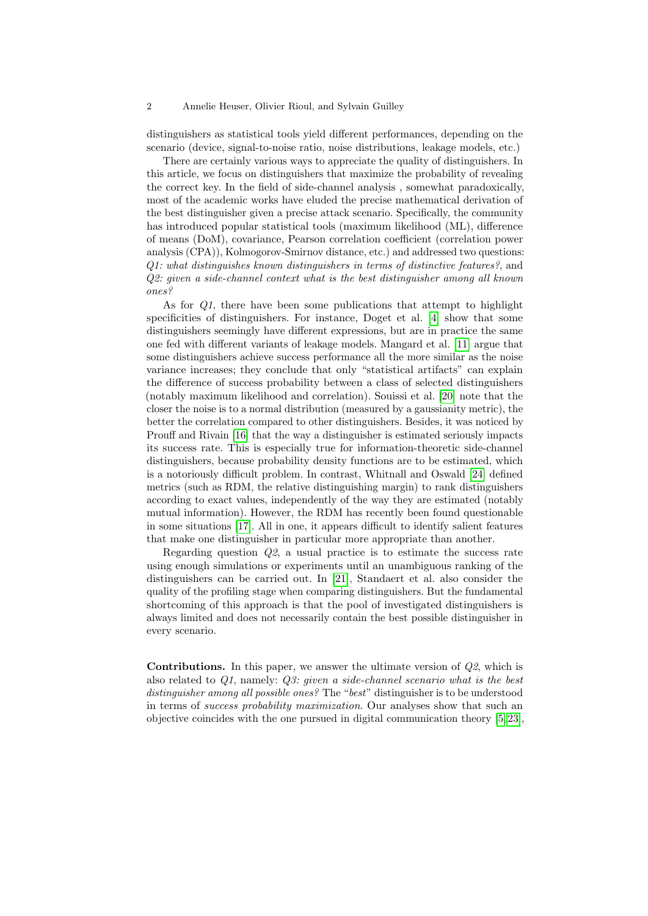distinguishers as statistical tools yield different performances, depending on the scenario (device, signal-to-noise ratio, noise distributions, leakage models, etc.)

There are certainly various ways to appreciate the quality of distinguishers. In this article, we focus on distinguishers that maximize the probability of revealing the correct key. In the field of side-channel analysis , somewhat paradoxically, most of the academic works have eluded the precise mathematical derivation of the best distinguisher given a precise attack scenario. Specifically, the community has introduced popular statistical tools (maximum likelihood (ML), difference of means (DoM), covariance, Pearson correlation coefficient (correlation power analysis (CPA)), Kolmogorov-Smirnov distance, etc.) and addressed two questions: *Q1: what distinguishes known distinguishers in terms of distinctive features?*, and *Q2: given a side-channel context what is the best distinguisher among all known ones?*

As for *Q1*, there have been some publications that attempt to highlight specificities of distinguishers. For instance, Doget et al. [4] show that some distinguishers seemingly have different expressions, but are in practice the same one fed with different variants of leakage models. Mangard et al. [11] argue that some distinguishers achieve success performance all the more similar as the noise variance increases; they conclude that only "statistical artifacts" can explain the difference of success probability between a class of selected distinguishers (notably maximum likelihood and correlation). Souissi et al. [20] note that the closer the noise is to a normal distribution (measured by a gaussianity metric), the better the correlation compared to other distinguishers. Besides, it was noticed by Prouff and Rivain [16] that the way a distinguisher is estimated seriously impacts its success rate. This is especially true for information-theoretic side-channel distinguishers, because probability density functions are to be estimated, which is a notoriously difficult problem. In contrast, Whitnall and Oswald [24] defined metrics (such as RDM, the relative distinguishing margin) to rank distinguishers according to exact values, independently of the way they are estimated (notably mutual information). However, the RDM has recently been found questionable in some situations [17]. All in one, it appears difficult to identify salient features that make one distinguisher in particular more appropriate than another.

Regarding question *Q2*, a usual practice is to estimate the success rate using enough simulations or experiments until an unambiguous ranking of the distinguishers can be carried out. In [21], Standaert et al. also consider the quality of the profiling stage when comparing distinguishers. But the fundamental shortcoming of this approach is that the pool of investigated distinguishers is always limited and does not necessarily contain the best possible distinguisher in every scenario.

**Contributions.** In this paper, we answer the ultimate version of *Q2*, which is also related to *Q1*, namely: *Q3: given a side-channel scenario what is the best distinguisher among all possible ones?* The "*best*" distinguisher is to be understood in terms of *success probability maximization*. Our analyses show that such an objective coincides with the one pursued in digital communication theory [5,23],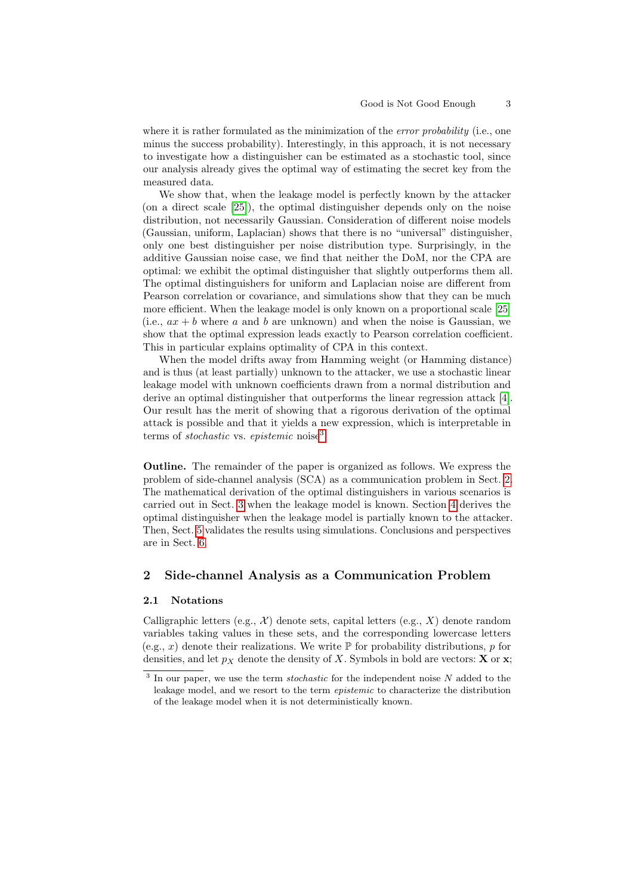where it is rather formulated as the minimization of the *error probability* (i.e., one minus the success probability). Interestingly, in this approach, it is not necessary to investigate how a distinguisher can be estimated as a stochastic tool, since our analysis already gives the optimal way of estimating the secret key from the measured data.

We show that, when the leakage model is perfectly known by the attacker (on a direct scale [25]), the optimal distinguisher depends only on the noise distribution, not necessarily Gaussian. Consideration of different noise models (Gaussian, uniform, Laplacian) shows that there is no "universal" distinguisher, only one best distinguisher per noise distribution type. Surprisingly, in the additive Gaussian noise case, we find that neither the DoM, nor the CPA are optimal: we exhibit the optimal distinguisher that slightly outperforms them all. The optimal distinguishers for uniform and Laplacian noise are different from Pearson correlation or covariance, and simulations show that they can be much more efficient. When the leakage model is only known on a proportional scale [25] (i.e., $ax + b$ where $a$ and $b$ are unknown) and when the noise is Gaussian, we show that the optimal expression leads exactly to Pearson correlation coefficient. This in particular explains optimality of CPA in this context.

When the model drifts away from Hamming weight (or Hamming distance) and is thus (at least partially) unknown to the attacker, we use a stochastic linear leakage model with unknown coefficients drawn from a normal distribution and derive an optimal distinguisher that outperforms the linear regression attack [4]. Our result has the merit of showing that a rigorous derivation of the optimal attack is possible and that it yields a new expression, which is interpretable in terms of *stochastic* vs. *epistemic* noise[3].

**Outline.** The remainder of the paper is organized as follows. We express the problem of side-channel analysis (SCA) as a communication problem in Sect. 2. The mathematical derivation of the optimal distinguishers in various scenarios is carried out in Sect. 3 when the leakage model is known. Section 4 derives the optimal distinguisher when the leakage model is partially known to the attacker. Then, Sect. 5 validates the results using simulations. Conclusions and perspectives are in Sect. 6.

## 2 Side-channel Analysis as a Communication Problem

### 2.1 Notations

Calligraphic letters (e.g., $\mathcal{X}$) denote sets, capital letters (e.g., $X$) denote random variables taking values in these sets, and the corresponding lowercase letters (e.g., $x$) denote their realizations. We write $\mathbb{P}$ for probability distributions, $p$ for densities, and let $p_X$ denote the density of $X$. Symbols in bold are vectors: $\mathbf{X}$ or $\mathbf{x}$;

[3] In our paper, we use the term *stochastic* for the independent noise $N$ added to the leakage model, and we resort to the term *epistemic* to characterize the distribution of the leakage model when it is not deterministically known.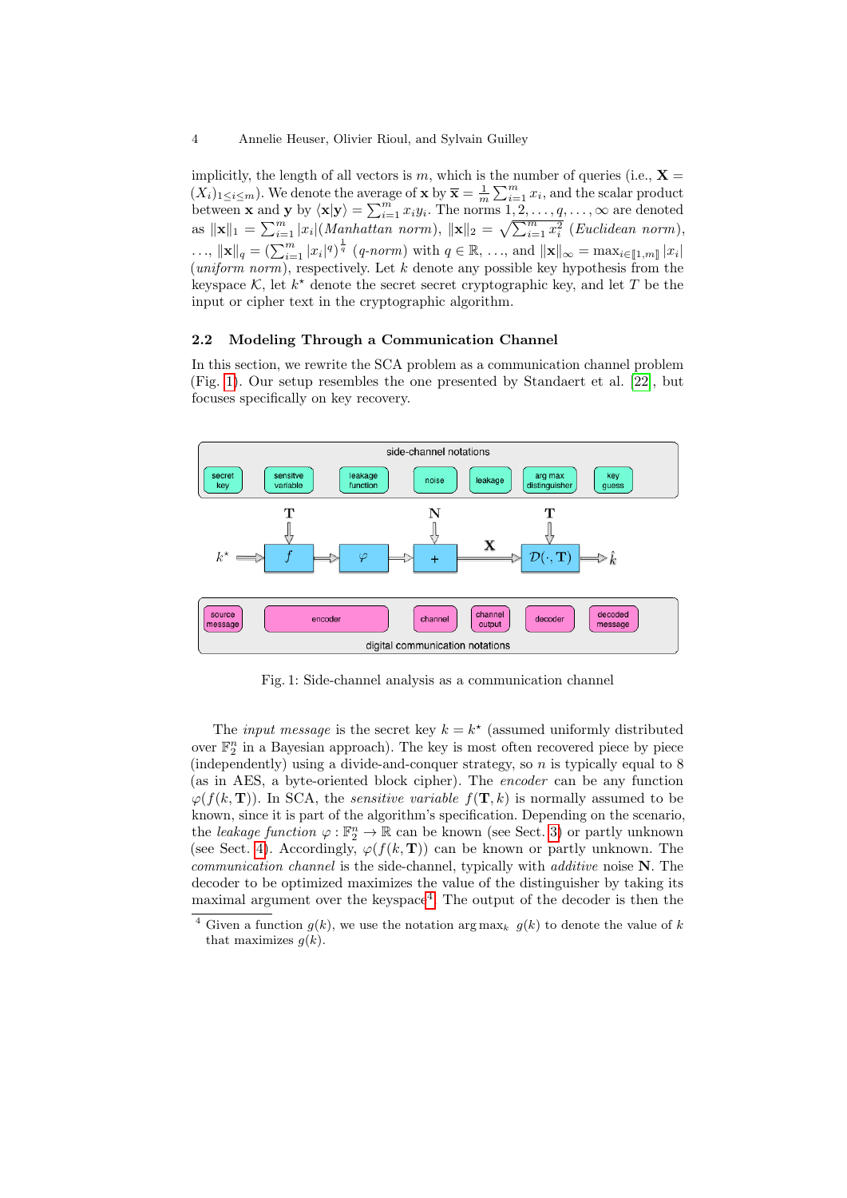implicitly, the length of all vectors is $m$, which is the number of queries (i.e., $\mathbf{X} = (X_i)_{1 \le i \le m}$). We denote the average of $\mathbf{x}$ by $\overline{\mathbf{x}} = \frac{1}{m}\sum_{i=1}^{m} x_i$, and the scalar product between $\mathbf{x}$ and $\mathbf{y}$ by $\langle \mathbf{x} | \mathbf{y} \rangle = \sum_{i=1}^{m} x_i y_i$. The norms $1, 2, \ldots, q, \ldots, \infty$ are denoted as $\|\mathbf{x}\|_1 = \sum_{i=1}^{m} |x_i|$(*Manhattan norm*), $\|\mathbf{x}\|_2 = \sqrt{\sum_{i=1}^{m} x_i^2}$ (*Euclidean norm*), $\ldots$, $\|\mathbf{x}\|_q = (\sum_{i=1}^{m} |x_i|^q)^{\frac{1}{q}}$ (*q-norm*) with $q \in \mathbb{R}$, $\ldots$, and $\|\mathbf{x}\|_\infty = \max_{i \in [\![1,m]\!]} |x_i|$ (*uniform norm*), respectively. Let $k$ denote any possible key hypothesis from the keyspace $\mathcal{K}$, let $k^\star$ denote the secret secret cryptographic key, and let $T$ be the input or cipher text in the cryptographic algorithm.

### 2.2 Modeling Through a Communication Channel

In this section, we rewrite the SCA problem as a communication channel problem (Fig. 1). Our setup resembles the one presented by Standaert et al. [22], but focuses specifically on key recovery.

Fig. 1: Side-channel analysis as a communication channel

The *input message* is the secret key $k = k^\star$ (assumed uniformly distributed over $\mathbb{F}_2^n$ in a Bayesian approach). The key is most often recovered piece by piece (independently) using a divide-and-conquer strategy, so $n$ is typically equal to 8 (as in AES, a byte-oriented block cipher). The *encoder* can be any function $\varphi(f(k, \mathbf{T}))$. In SCA, the *sensitive variable* $f(\mathbf{T}, k)$ is normally assumed to be known, since it is part of the algorithm's specification. Depending on the scenario, the *leakage function* $\varphi : \mathbb{F}_2^n \to \mathbb{R}$ can be known (see Sect. 3) or partly unknown (see Sect. 4). Accordingly, $\varphi(f(k, \mathbf{T}))$ can be known or partly unknown. The *communication channel* is the side-channel, typically with *additive* noise $\mathbf{N}$. The decoder to be optimized maximizes the value of the distinguisher by taking its maximal argument over the keyspace[4]. The output of the decoder is then the

[4] Given a function $g(k)$, we use the notation $\arg\max_k \ g(k)$ to denote the value of $k$ that maximizes $g(k)$.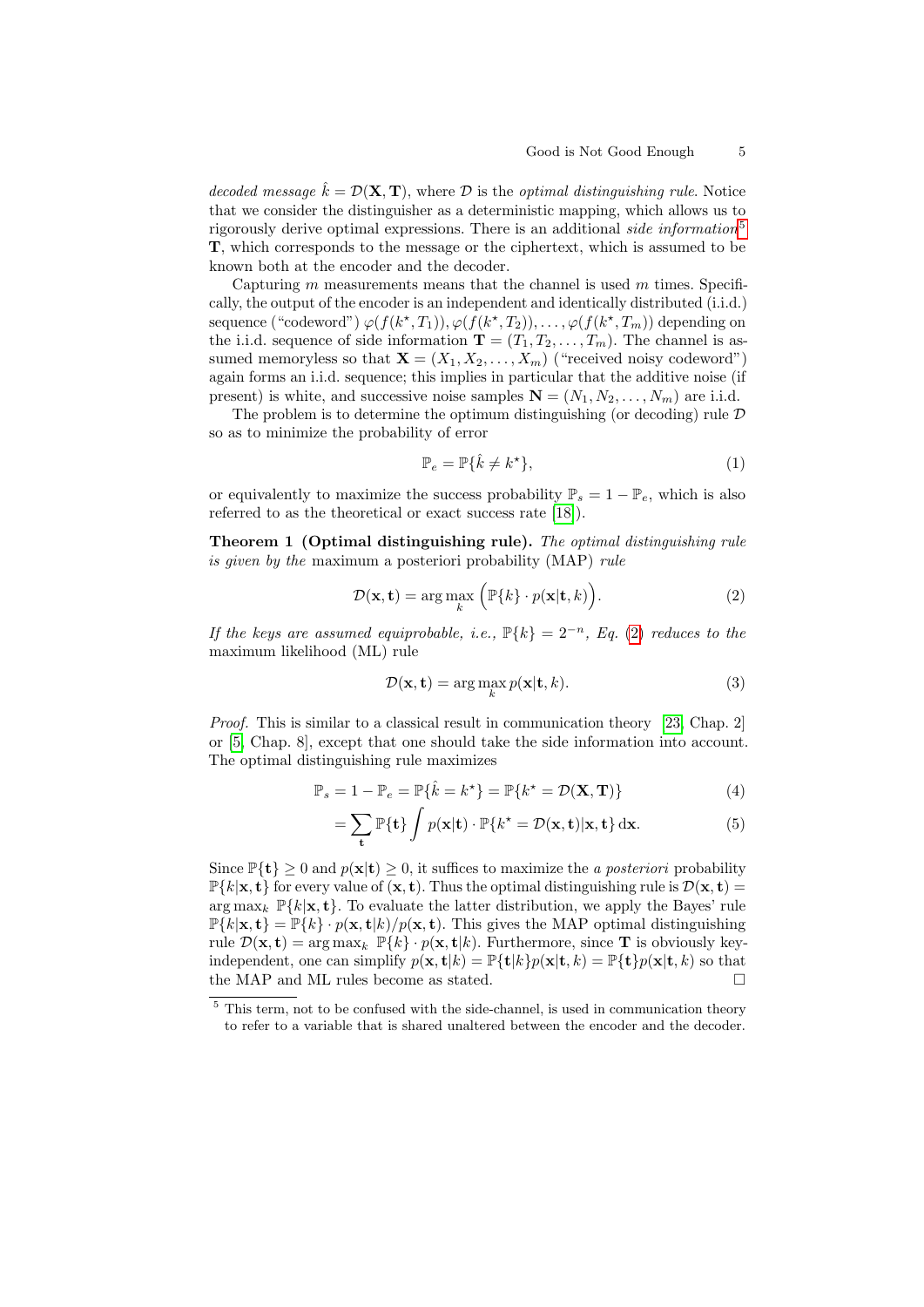*decoded message* $\hat{k} = \mathcal{D}(\mathbf{X}, \mathbf{T})$, where $\mathcal{D}$ is the *optimal distinguishing rule*. Notice that we consider the distinguisher as a deterministic mapping, which allows us to rigorously derive optimal expressions. There is an additional *side information*[5] $\mathbf{T}$, which corresponds to the message or the ciphertext, which is assumed to be known both at the encoder and the decoder.

Capturing $m$ measurements means that the channel is used $m$ times. Specifically, the output of the encoder is an independent and identically distributed (i.i.d.) sequence ("codeword") $\varphi(f(k^\star, T_1)), \varphi(f(k^\star, T_2)), \ldots, \varphi(f(k^\star, T_m))$ depending on the i.i.d. sequence of side information $\mathbf{T} = (T_1, T_2, \ldots, T_m)$. The channel is assumed memoryless so that $\mathbf{X} = (X_1, X_2, \ldots, X_m)$ ("received noisy codeword") again forms an i.i.d. sequence; this implies in particular that the additive noise (if present) is white, and successive noise samples $\mathbf{N} = (N_1, N_2, \ldots, N_m)$ are i.i.d.

The problem is to determine the optimum distinguishing (or decoding) rule $\mathcal{D}$ so as to minimize the probability of error

$$\mathbb{P}_e = \mathbb{P}\{\hat{k} \neq k^\star\}, \tag{1}$$

or equivalently to maximize the success probability $\mathbb{P}_s = 1 - \mathbb{P}_e$, which is also referred to as the theoretical or exact success rate [18]).

**Theorem 1 (Optimal distinguishing rule).** *The optimal distinguishing rule is given by the* maximum a posteriori probability (MAP) *rule*

$$\mathcal{D}(\mathbf{x}, \mathbf{t}) = \arg\max_k \Big( \mathbb{P}\{k\} \cdot p(\mathbf{x}|\mathbf{t}, k) \Big). \tag{2}$$

*If the keys are assumed equiprobable, i.e.,* $\mathbb{P}\{k\} = 2^{-n}$*, Eq. (2) reduces to the* maximum likelihood (ML) *rule*

$$\mathcal{D}(\mathbf{x}, \mathbf{t}) = \arg\max_k p(\mathbf{x}|\mathbf{t}, k). \tag{3}$$

*Proof.* This is similar to a classical result in communication theory [23, Chap. 2] or [5, Chap. 8], except that one should take the side information into account. The optimal distinguishing rule maximizes

$$\mathbb{P}_s = 1 - \mathbb{P}_e = \mathbb{P}\{\hat{k} = k^\star\} = \mathbb{P}\{k^\star = \mathcal{D}(\mathbf{X}, \mathbf{T})\} \tag{4}$$

$$= \sum_{\mathbf{t}} \mathbb{P}\{\mathbf{t}\} \int p(\mathbf{x}|\mathbf{t}) \cdot \mathbb{P}\{k^\star = \mathcal{D}(\mathbf{x}, \mathbf{t})|\mathbf{x}, \mathbf{t}\} \, \mathrm{d}\mathbf{x}. \tag{5}$$

Since $\mathbb{P}\{\mathbf{t}\} \geq 0$ and $p(\mathbf{x}|\mathbf{t}) \geq 0$, it suffices to maximize the *a posteriori* probability $\mathbb{P}\{k|\mathbf{x}, \mathbf{t}\}$ for every value of $(\mathbf{x}, \mathbf{t})$. Thus the optimal distinguishing rule is $\mathcal{D}(\mathbf{x}, \mathbf{t}) = \arg\max_k \mathbb{P}\{k|\mathbf{x}, \mathbf{t}\}$. To evaluate the latter distribution, we apply the Bayes' rule $\mathbb{P}\{k|\mathbf{x}, \mathbf{t}\} = \mathbb{P}\{k\} \cdot p(\mathbf{x}, \mathbf{t}|k)/p(\mathbf{x}, \mathbf{t})$. This gives the MAP optimal distinguishing rule $\mathcal{D}(\mathbf{x}, \mathbf{t}) = \arg\max_k \mathbb{P}\{k\} \cdot p(\mathbf{x}, \mathbf{t}|k)$. Furthermore, since $\mathbf{T}$ is obviously key-independent, one can simplify $p(\mathbf{x}, \mathbf{t}|k) = \mathbb{P}\{\mathbf{t}|k\} p(\mathbf{x}|\mathbf{t}, k) = \mathbb{P}\{\mathbf{t}\} p(\mathbf{x}|\mathbf{t}, k)$ so that the MAP and ML rules become as stated. □

[5] This term, not to be confused with the side-channel, is used in communication theory to refer to a variable that is shared unaltered between the encoder and the decoder.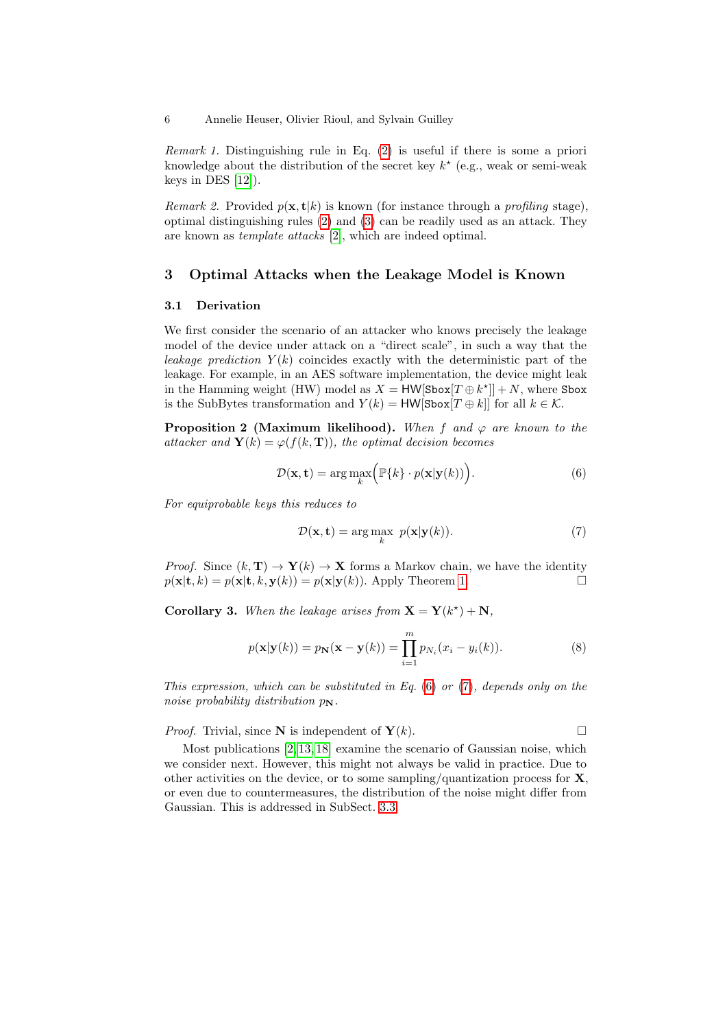*Remark 1.* Distinguishing rule in Eq. (2) is useful if there is some a priori knowledge about the distribution of the secret key $k^\star$ (e.g., weak or semi-weak keys in DES [12]).

*Remark 2.* Provided $p(\mathbf{x}, \mathbf{t}|k)$ is known (for instance through a *profiling* stage), optimal distinguishing rules (2) and (3) can be readily used as an attack. They are known as *template attacks* [2], which are indeed optimal.

## 3 Optimal Attacks when the Leakage Model is Known

### 3.1 Derivation

We first consider the scenario of an attacker who knows precisely the leakage model of the device under attack on a "direct scale", in such a way that the *leakage prediction* $Y(k)$ coincides exactly with the deterministic part of the leakage. For example, in an AES software implementation, the device might leak in the Hamming weight (HW) model as $X = \mathsf{HW}[\mathtt{Sbox}[T \oplus k^\star]] + N$, where $\mathtt{Sbox}$ is the SubBytes transformation and $Y(k) = \mathsf{HW}[\mathtt{Sbox}[T \oplus k]]$ for all $k \in \mathcal{K}$.

**Proposition 2 (Maximum likelihood).** *When $f$ and $\varphi$ are known to the attacker and $\mathbf{Y}(k) = \varphi(f(k, \mathbf{T}))$, the optimal decision becomes*

$$\mathcal{D}(\mathbf{x}, \mathbf{t}) = \arg\max_k \Big( \mathbb{P}\{k\} \cdot p(\mathbf{x}|\mathbf{y}(k)) \Big). \tag{6}$$

*For equiprobable keys this reduces to*

$$\mathcal{D}(\mathbf{x}, \mathbf{t}) = \arg\max_k \; p(\mathbf{x}|\mathbf{y}(k)). \tag{7}$$

*Proof.* Since $(k, \mathbf{T}) \to \mathbf{Y}(k) \to \mathbf{X}$ forms a Markov chain, we have the identity $p(\mathbf{x}|\mathbf{t}, k) = p(\mathbf{x}|\mathbf{t}, k, \mathbf{y}(k)) = p(\mathbf{x}|\mathbf{y}(k))$. Apply Theorem 1. □

**Corollary 3.** *When the leakage arises from $\mathbf{X} = \mathbf{Y}(k^\star) + \mathbf{N}$,*

$$p(\mathbf{x}|\mathbf{y}(k)) = p_{\mathbf{N}}(\mathbf{x} - \mathbf{y}(k)) = \prod_{i=1}^{m} p_{N_i}(x_i - y_i(k)). \tag{8}$$

*This expression, which can be substituted in Eq. (6) or (7), depends only on the noise probability distribution $p_{\mathbf{N}}$.*

*Proof.* Trivial, since $\mathbf{N}$ is independent of $\mathbf{Y}(k)$. □

Most publications [2,13,18] examine the scenario of Gaussian noise, which we consider next. However, this might not always be valid in practice. Due to other activities on the device, or to some sampling/quantization process for $\mathbf{X}$, or even due to countermeasures, the distribution of the noise might differ from Gaussian. This is addressed in SubSect. 3.3.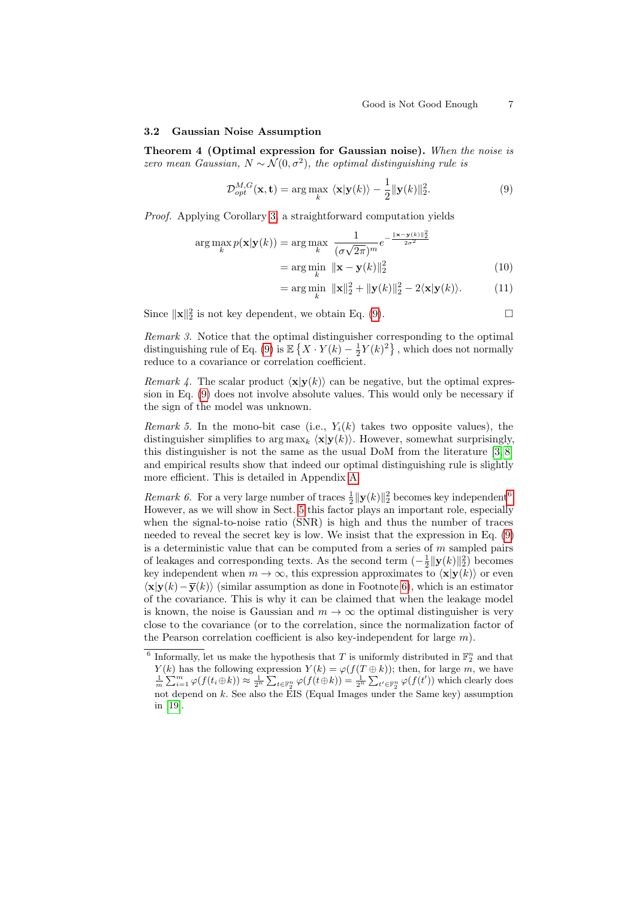### 3.2 Gaussian Noise Assumption

**Theorem 4 (Optimal expression for Gaussian noise).** *When the noise is zero mean Gaussian, $N \sim \mathcal{N}(0, \sigma^2)$, the optimal distinguishing rule is*

$$\mathcal{D}_{opt}^{M,G}(\mathbf{x}, \mathbf{t}) = \arg\max_k \ \langle \mathbf{x} | \mathbf{y}(k) \rangle - \frac{1}{2} \|\mathbf{y}(k)\|_2^2. \tag{9}$$

*Proof.* Applying Corollary 3, a straightforward computation yields

$$\begin{aligned}
\arg\max_k p(\mathbf{x}|\mathbf{y}(k)) &= \arg\max_k \ \frac{1}{(\sigma\sqrt{2\pi})^m} e^{-\frac{\|\mathbf{x}-\mathbf{y}(k)\|_2^2}{2\sigma^2}} \\
&= \arg\min_k \ \|\mathbf{x} - \mathbf{y}(k)\|_2^2 \qquad (10) \\
&= \arg\min_k \ \|\mathbf{x}\|_2^2 + \|\mathbf{y}(k)\|_2^2 - 2\langle \mathbf{x} | \mathbf{y}(k) \rangle. \qquad (11)
\end{aligned}$$

Since $\|\mathbf{x}\|_2^2$ is not key dependent, we obtain Eq. (9). □

*Remark 3.* Notice that the optimal distinguisher corresponding to the optimal distinguishing rule of Eq. (9) is $\mathbb{E}\left\{X \cdot Y(k) - \frac{1}{2} Y(k)^2\right\}$, which does not normally reduce to a covariance or correlation coefficient.

*Remark 4.* The scalar product $\langle \mathbf{x} | \mathbf{y}(k) \rangle$ can be negative, but the optimal expression in Eq. (9) does not involve absolute values. This would only be necessary if the sign of the model was unknown.

*Remark 5.* In the mono-bit case (i.e., $Y_i(k)$ takes two opposite values), the distinguisher simplifies to $\arg\max_k \langle \mathbf{x} | \mathbf{y}(k) \rangle$. However, somewhat surprisingly, this distinguisher is not the same as the usual DoM from the literature [3,8] and empirical results show that indeed our optimal distinguishing rule is slightly more efficient. This is detailed in Appendix A.

*Remark 6.* For a very large number of traces $\frac{1}{2}\|\mathbf{y}(k)\|_2^2$ becomes key independent[6]. However, as we will show in Sect. 5 this factor plays an important role, especially when the signal-to-noise ratio (SNR) is high and thus the number of traces needed to reveal the secret key is low. We insist that the expression in Eq. (9) is a deterministic value that can be computed from a series of $m$ sampled pairs of leakages and corresponding texts. As the second term $(-\frac{1}{2}\|\mathbf{y}(k)\|_2^2)$ becomes key independent when $m \to \infty$, this expression approximates to $\langle \mathbf{x} | \mathbf{y}(k) \rangle$ or even $\langle \mathbf{x} | \mathbf{y}(k) - \overline{\mathbf{y}}(k) \rangle$ (similar assumption as done in Footnote 6), which is an estimator of the covariance. This is why it can be claimed that when the leakage model is known, the noise is Gaussian and $m \to \infty$ the optimal distinguisher is very close to the covariance (or to the correlation, since the normalization factor of the Pearson correlation coefficient is also key-independent for large $m$).

[6] Informally, let us make the hypothesis that $T$ is uniformly distributed in $\mathbb{F}_2^n$ and that $Y(k)$ has the following expression $Y(k) = \varphi(f(T \oplus k))$; then, for large $m$, we have $\frac{1}{m}\sum_{i=1}^{m} \varphi(f(t_i \oplus k)) \approx \frac{1}{2^n}\sum_{t \in \mathbb{F}_2^n} \varphi(f(t \oplus k)) = \frac{1}{2^n}\sum_{t' \in \mathbb{F}_2^n} \varphi(f(t'))$ which clearly does not depend on $k$. See also the EIS (Equal Images under the Same key) assumption in [19].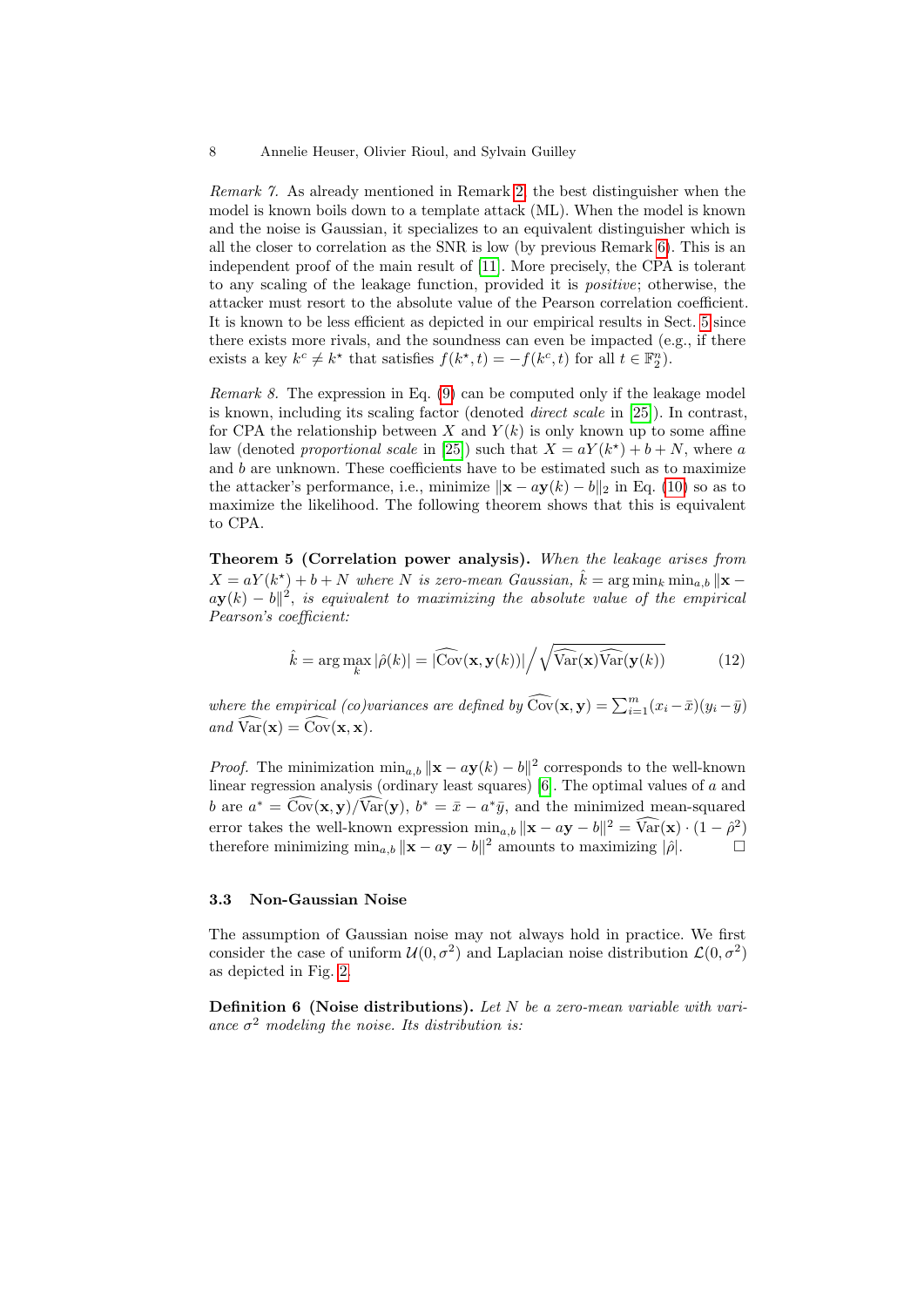*Remark 7.* As already mentioned in Remark 2, the best distinguisher when the model is known boils down to a template attack (ML). When the model is known and the noise is Gaussian, it specializes to an equivalent distinguisher which is all the closer to correlation as the SNR is low (by previous Remark 6). This is an independent proof of the main result of [11]. More precisely, the CPA is tolerant to any scaling of the leakage function, provided it is *positive*; otherwise, the attacker must resort to the absolute value of the Pearson correlation coefficient. It is known to be less efficient as depicted in our empirical results in Sect. 5 since there exists more rivals, and the soundness can even be impacted (e.g., if there exists a key $k^c \neq k^\star$ that satisfies $f(k^\star, t) = -f(k^c, t)$ for all $t \in \mathbb{F}_2^n$).

*Remark 8.* The expression in Eq. (9) can be computed only if the leakage model is known, including its scaling factor (denoted *direct scale* in [25]). In contrast, for CPA the relationship between $X$ and $Y(k)$ is only known up to some affine law (denoted *proportional scale* in [25]) such that $X = aY(k^\star) + b + N$, where $a$ and $b$ are unknown. These coefficients have to be estimated such as to maximize the attacker's performance, i.e., minimize $\|\mathbf{x} - a\mathbf{y}(k) - b\|_2$ in Eq. (10) so as to maximize the likelihood. The following theorem shows that this is equivalent to CPA.

**Theorem 5 (Correlation power analysis).** *When the leakage arises from $X = aY(k^\star) + b + N$ where $N$ is zero-mean Gaussian, $\hat{k} = \arg\min_k \min_{a,b} \|\mathbf{x} - a\mathbf{y}(k) - b\|^2$, is equivalent to maximizing the absolute value of the empirical Pearson's coefficient:*

$$\hat{k} = \arg\max_k |\hat{\rho}(k)| = |\widehat{\mathrm{Cov}}(\mathbf{x}, \mathbf{y}(k))| \Big/ \sqrt{\widehat{\mathrm{Var}}(\mathbf{x})\widehat{\mathrm{Var}}(\mathbf{y}(k))} \tag{12}$$

*where the empirical (co)variances are defined by $\widehat{\mathrm{Cov}}(\mathbf{x}, \mathbf{y}) = \sum_{i=1}^{m}(x_i - \bar{x})(y_i - \bar{y})$ and $\widehat{\mathrm{Var}}(\mathbf{x}) = \widehat{\mathrm{Cov}}(\mathbf{x}, \mathbf{x})$.*

*Proof.* The minimization $\min_{a,b} \|\mathbf{x} - a\mathbf{y}(k) - b\|^2$ corresponds to the well-known linear regression analysis (ordinary least squares) [6]. The optimal values of $a$ and $b$ are $a^* = \widehat{\mathrm{Cov}}(\mathbf{x}, \mathbf{y})/\widehat{\mathrm{Var}}(\mathbf{y})$, $b^* = \bar{x} - a^*\bar{y}$, and the minimized mean-squared error takes the well-known expression $\min_{a,b} \|\mathbf{x} - a\mathbf{y} - b\|^2 = \widehat{\mathrm{Var}}(\mathbf{x}) \cdot (1 - \hat{\rho}^2)$ therefore minimizing $\min_{a,b} \|\mathbf{x} - a\mathbf{y} - b\|^2$ amounts to maximizing $|\hat{\rho}|$. □

### 3.3 Non-Gaussian Noise

The assumption of Gaussian noise may not always hold in practice. We first consider the case of uniform $\mathcal{U}(0, \sigma^2)$ and Laplacian noise distribution $\mathcal{L}(0, \sigma^2)$ as depicted in Fig. 2.

**Definition 6 (Noise distributions).** *Let $N$ be a zero-mean variable with variance $\sigma^2$ modeling the noise. Its distribution is:*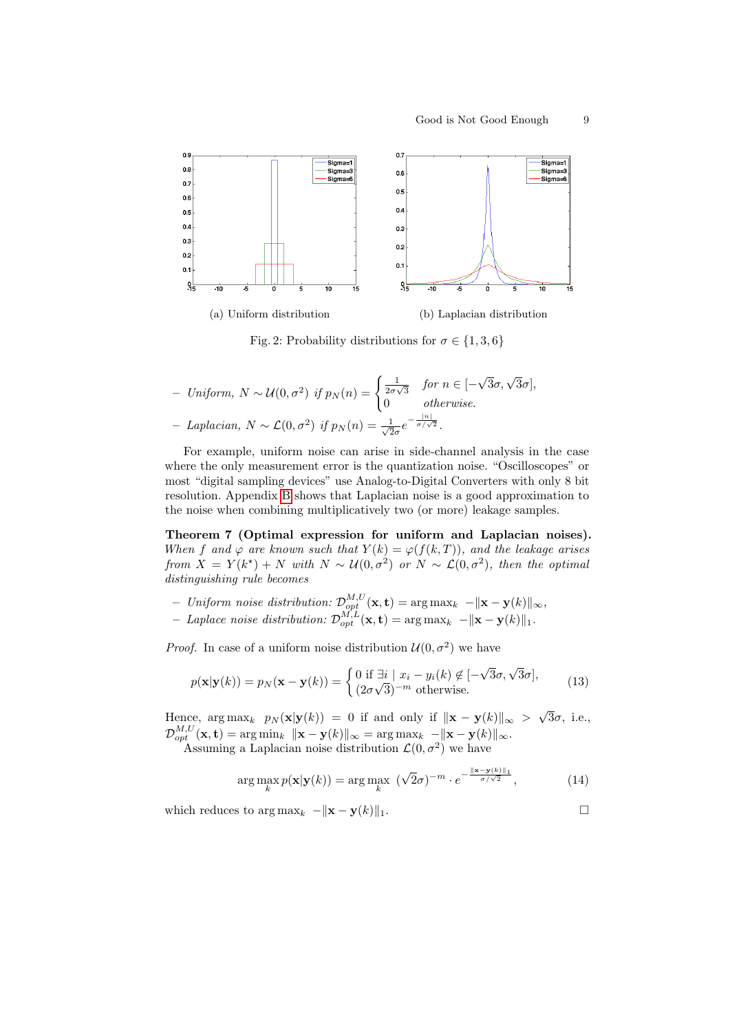(a) Uniform distribution

(b) Laplacian distribution

Fig. 2: Probability distributions for $\sigma \in \{1, 3, 6\}$

– *Uniform,* $N \sim \mathcal{U}(0, \sigma^2)$ *if* $p_N(n) = \begin{cases} \frac{1}{2\sigma\sqrt{3}} & \text{for } n \in [-\sqrt{3}\sigma, \sqrt{3}\sigma], \\ 0 & \text{otherwise.} \end{cases}$

– *Laplacian,* $N \sim \mathcal{L}(0, \sigma^2)$ *if* $p_N(n) = \frac{1}{\sqrt{2}\sigma} e^{-\frac{|n|}{\sigma/\sqrt{2}}}$.

For example, uniform noise can arise in side-channel analysis in the case where the only measurement error is the quantization noise. "Oscilloscopes" or most "digital sampling devices" use Analog-to-Digital Converters with only 8 bit resolution. Appendix B shows that Laplacian noise is a good approximation to the noise when combining multiplicatively two (or more) leakage samples.

**Theorem 7 (Optimal expression for uniform and Laplacian noises).** *When $f$ and $\varphi$ are known such that $Y(k) = \varphi(f(k, T))$, and the leakage arises from $X = Y(k^\star) + N$ with $N \sim \mathcal{U}(0, \sigma^2)$ or $N \sim \mathcal{L}(0, \sigma^2)$, then the optimal distinguishing rule becomes*

– *Uniform noise distribution:* $\mathcal{D}_{opt}^{M,U}(\mathbf{x}, \mathbf{t}) = \arg\max_k \; -\|\mathbf{x} - \mathbf{y}(k)\|_\infty$,
– *Laplace noise distribution:* $\mathcal{D}_{opt}^{M,L}(\mathbf{x}, \mathbf{t}) = \arg\max_k \; -\|\mathbf{x} - \mathbf{y}(k)\|_1$.

*Proof.* In case of a uniform noise distribution $\mathcal{U}(0, \sigma^2)$ we have

$$p(\mathbf{x}|\mathbf{y}(k)) = p_N(\mathbf{x} - \mathbf{y}(k)) = \begin{cases} 0 \text{ if } \exists i \mid x_i - y_i(k) \notin [-\sqrt{3}\sigma, \sqrt{3}\sigma], \\ (2\sigma\sqrt{3})^{-m} \text{ otherwise.} \end{cases} \tag{13}$$

Hence, $\arg\max_k \; p_N(\mathbf{x}|\mathbf{y}(k)) = 0$ if and only if $\|\mathbf{x} - \mathbf{y}(k)\|_\infty > \sqrt{3}\sigma$, i.e., $\mathcal{D}_{opt}^{M,U}(\mathbf{x}, \mathbf{t}) = \arg\min_k \; \|\mathbf{x} - \mathbf{y}(k)\|_\infty = \arg\max_k \; -\|\mathbf{x} - \mathbf{y}(k)\|_\infty$.

Assuming a Laplacian noise distribution $\mathcal{L}(0, \sigma^2)$ we have

$$\arg\max_k p(\mathbf{x}|\mathbf{y}(k)) = \arg\max_k \; (\sqrt{2}\sigma)^{-m} \cdot e^{-\frac{\|\mathbf{x} - \mathbf{y}(k)\|_1}{\sigma/\sqrt{2}}}, \tag{14}$$

which reduces to $\arg\max_k \; -\|\mathbf{x} - \mathbf{y}(k)\|_1$. □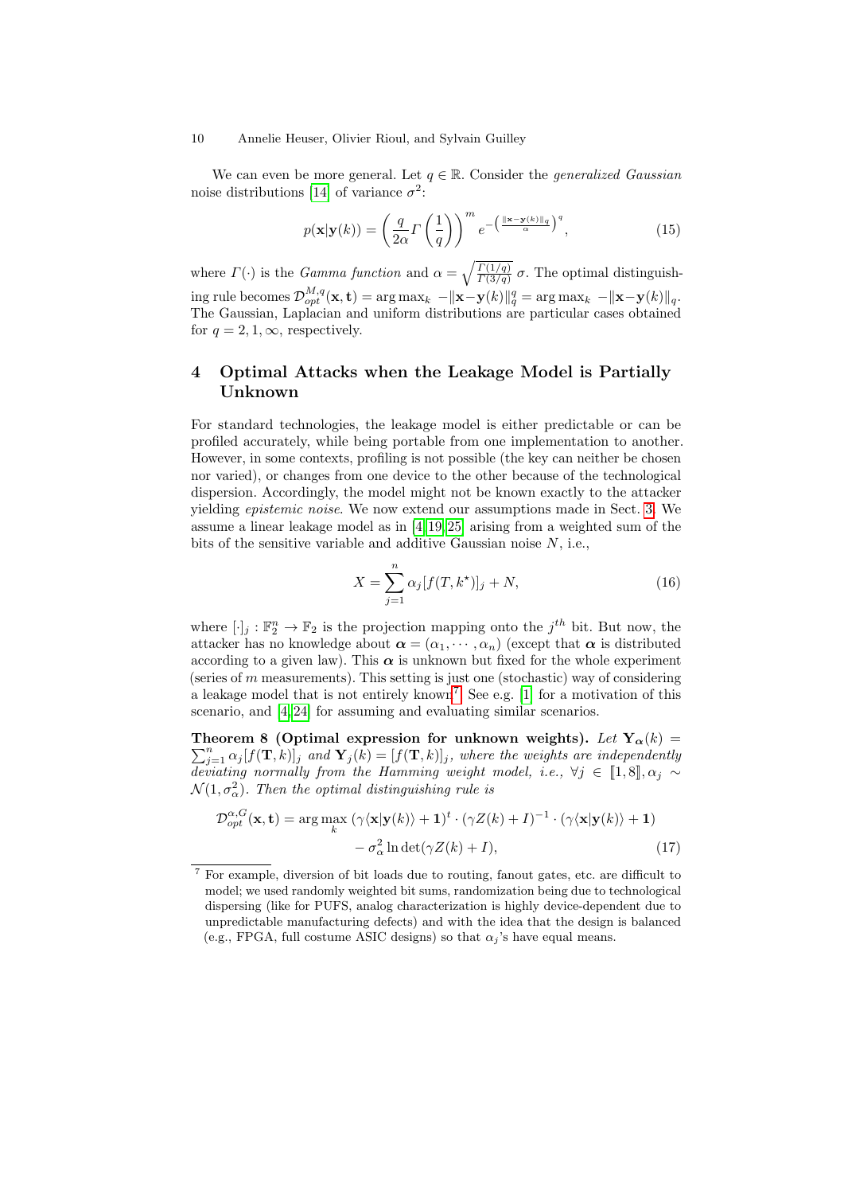We can even be more general. Let $q \in \mathbb{R}$. Consider the *generalized Gaussian* noise distributions [14] of variance $\sigma^2$:

$$p(\mathbf{x}|\mathbf{y}(k)) = \left(\frac{q}{2\alpha}\Gamma\left(\frac{1}{q}\right)\right)^m e^{-\left(\frac{\|\mathbf{x}-\mathbf{y}(k)\|_q}{\alpha}\right)^q}, \tag{15}$$

where $\Gamma(\cdot)$ is the *Gamma function* and $\alpha = \sqrt{\frac{\Gamma(1/q)}{\Gamma(3/q)}}\,\sigma$. The optimal distinguishing rule becomes $\mathcal{D}_{opt}^{M,q}(\mathbf{x}, \mathbf{t}) = \arg\max_k \, -\|\mathbf{x}-\mathbf{y}(k)\|_q^q = \arg\max_k \, -\|\mathbf{x}-\mathbf{y}(k)\|_q$. The Gaussian, Laplacian and uniform distributions are particular cases obtained for $q = 2, 1, \infty$, respectively.

## 4 Optimal Attacks when the Leakage Model is Partially Unknown

For standard technologies, the leakage model is either predictable or can be profiled accurately, while being portable from one implementation to another. However, in some contexts, profiling is not possible (the key can neither be chosen nor varied), or changes from one device to the other because of the technological dispersion. Accordingly, the model might not be known exactly to the attacker yielding *epistemic noise*. We now extend our assumptions made in Sect. 3. We assume a linear leakage model as in [4,19,25] arising from a weighted sum of the bits of the sensitive variable and additive Gaussian noise $N$, i.e.,

$$X = \sum_{j=1}^{n} \alpha_j [f(T, k^\star)]_j + N, \tag{16}$$

where $[\cdot]_j : \mathbb{F}_2^n \to \mathbb{F}_2$ is the projection mapping onto the $j^{th}$ bit. But now, the attacker has no knowledge about $\boldsymbol{\alpha} = (\alpha_1, \cdots, \alpha_n)$ (except that $\boldsymbol{\alpha}$ is distributed according to a given law). This $\boldsymbol{\alpha}$ is unknown but fixed for the whole experiment (series of $m$ measurements). This setting is just one (stochastic) way of considering a leakage model that is not entirely known[7]. See e.g. [1] for a motivation of this scenario, and [4,24] for assuming and evaluating similar scenarios.

**Theorem 8 (Optimal expression for unknown weights).** *Let* $\mathbf{Y}_{\boldsymbol{\alpha}}(k) = \sum_{j=1}^{n} \alpha_j [f(\mathbf{T}, k)]_j$ *and* $\mathbf{Y}_j(k) = [f(\mathbf{T}, k)]_j$*, where the weights are independently deviating normally from the Hamming weight model, i.e.,* $\forall j \in [\![1, 8]\!], \alpha_j \sim \mathcal{N}(1, \sigma_\alpha^2)$*. Then the optimal distinguishing rule is*

$$\begin{aligned}\mathcal{D}_{opt}^{\alpha,G}(\mathbf{x}, \mathbf{t}) = \arg\max_k \; &(\gamma\langle \mathbf{x}|\mathbf{y}(k)\rangle + \mathbf{1})^t \cdot (\gamma Z(k) + I)^{-1} \cdot (\gamma\langle \mathbf{x}|\mathbf{y}(k)\rangle + \mathbf{1}) \\ &- \sigma_\alpha^2 \ln\det(\gamma Z(k) + I),\end{aligned} \tag{17}$$

[7] For example, diversion of bit loads due to routing, fanout gates, etc. are difficult to model; we used randomly weighted bit sums, randomization being due to technological dispersing (like for PUFS, analog characterization is highly device-dependent due to unpredictable manufacturing defects) and with the idea that the design is balanced (e.g., FPGA, full costume ASIC designs) so that $\alpha_j$'s have equal means.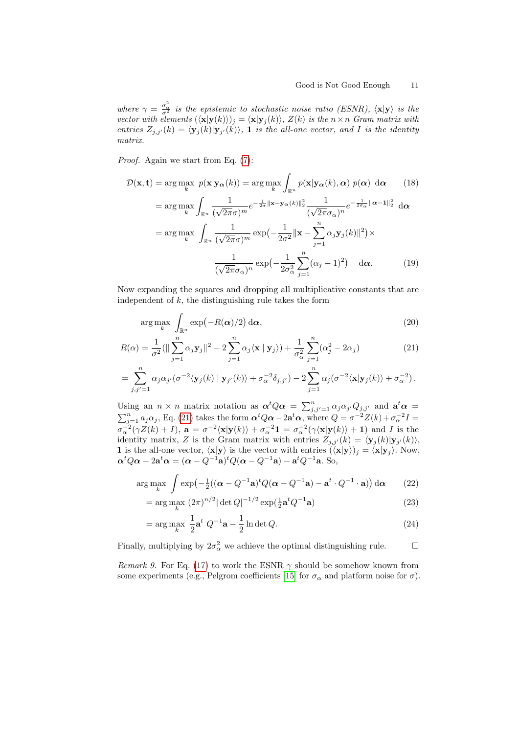*where $\gamma = \frac{\sigma_\alpha^2}{\sigma^2}$ is the epistemic to stochastic noise ratio (ESNR), $\langle \mathbf{x}|\mathbf{y}\rangle$ is the vector with elements $(\langle \mathbf{x}|\mathbf{y}(k)\rangle)_j = \langle \mathbf{x}|\mathbf{y}_j(k)\rangle$, $Z(k)$ is the $n \times n$ Gram matrix with entries $Z_{j,j'}(k) = \langle \mathbf{y}_j(k)|\mathbf{y}_{j'}(k)\rangle$, $\mathbf{1}$ is the all-one vector, and $I$ is the identity matrix.*

*Proof.* Again we start from Eq. (7):

$$\mathcal{D}(\mathbf{x}, \mathbf{t}) = \arg\max_k \; p(\mathbf{x}|\mathbf{y}_{\boldsymbol{\alpha}}(k)) = \arg\max_k \int_{\mathbb{R}^n} p(\mathbf{x}|\mathbf{y}_{\boldsymbol{\alpha}}(k), \boldsymbol{\alpha}) \; p(\boldsymbol{\alpha}) \; \mathrm{d}\boldsymbol{\alpha} \tag{18}$$

$$= \arg\max_k \int_{\mathbb{R}^n} \frac{1}{(\sqrt{2\pi}\sigma)^m} e^{-\frac{1}{2\sigma}\|\mathbf{x}-\mathbf{y}_{\boldsymbol{\alpha}}(k)\|_2^2} \frac{1}{(\sqrt{2\pi}\sigma_\alpha)^n} e^{-\frac{1}{2\sigma_\alpha}\|\boldsymbol{\alpha}-\mathbf{1}\|_2^2} \; \mathrm{d}\boldsymbol{\alpha}$$

$$= \arg\max_k \int_{\mathbb{R}^n} \frac{1}{(\sqrt{2\pi}\sigma)^m} \exp\big(-\frac{1}{2\sigma^2}\|\mathbf{x} - \sum_{j=1}^n \alpha_j \mathbf{y}_j(k)\|^2\big) \times$$

$$\frac{1}{(\sqrt{2\pi}\sigma_\alpha)^n} \exp\big(-\frac{1}{2\sigma_\alpha^2}\sum_{j=1}^n (\alpha_j - 1)^2\big) \quad \mathrm{d}\boldsymbol{\alpha}. \tag{19}$$

Now expanding the squares and dropping all multiplicative constants that are independent of $k$, the distinguishing rule takes the form

$$\arg\max_k \int_{\mathbb{R}^n} \exp\big(-R(\boldsymbol{\alpha})/2\big) \, \mathrm{d}\boldsymbol{\alpha}, \tag{20}$$

$$R(\alpha) = \frac{1}{\sigma^2}(\|\sum_{j=1}^n \alpha_j \mathbf{y}_j\|^2 - 2\sum_{j=1}^n \alpha_j \langle \mathbf{x} \mid \mathbf{y}_j\rangle) + \frac{1}{\sigma_\alpha^2}\sum_{j=1}^n (\alpha_j^2 - 2\alpha_j) \tag{21}$$

$$= \sum_{j,j'=1}^n \alpha_j \alpha_{j'}(\sigma^{-2}\langle \mathbf{y}_j(k) \mid \mathbf{y}_{j'}(k)\rangle + \sigma_\alpha^{-2}\delta_{j,j'}) - 2\sum_{j=1}^n \alpha_j(\sigma^{-2}\langle \mathbf{x}|\mathbf{y}_j(k)\rangle + \sigma_\alpha^{-2}).$$

Using an $n \times n$ matrix notation as $\boldsymbol{\alpha}^t Q \boldsymbol{\alpha} = \sum_{j,j'=1}^n \alpha_j \alpha_{j'} Q_{j,j'}$ and $\mathbf{a}^t \boldsymbol{\alpha} = \sum_{j=1}^n a_j \alpha_j$, Eq. (21) takes the form $\boldsymbol{\alpha}^t Q \boldsymbol{\alpha} - 2\mathbf{a}^t \boldsymbol{\alpha}$, where $Q = \sigma^{-2} Z(k) + \sigma_\alpha^{-2} I = \sigma_\alpha^{-2}(\gamma Z(k) + I)$, $\mathbf{a} = \sigma^{-2}\langle \mathbf{x}|\mathbf{y}(k)\rangle + \sigma_\alpha^{-2}\mathbf{1} = \sigma_\alpha^{-2}(\gamma\langle \mathbf{x}|\mathbf{y}(k)\rangle + \mathbf{1})$ and $I$ is the identity matrix, $Z$ is the Gram matrix with entries $Z_{j,j'}(k) = \langle \mathbf{y}_j(k)|\mathbf{y}_{j'}(k)\rangle$, $\mathbf{1}$ is the all-one vector, $\langle \mathbf{x}|\mathbf{y}\rangle$ is the vector with entries $(\langle \mathbf{x}|\mathbf{y}\rangle)_j = \langle \mathbf{x}|\mathbf{y}_j\rangle$. Now, $\boldsymbol{\alpha}^t Q \boldsymbol{\alpha} - 2\mathbf{a}^t \boldsymbol{\alpha} = (\boldsymbol{\alpha} - Q^{-1}\mathbf{a})^t Q (\boldsymbol{\alpha} - Q^{-1}\mathbf{a}) - \mathbf{a}^t Q^{-1}\mathbf{a}$. So,

$$\arg\max_k \int \exp\big(-\tfrac{1}{2}((\boldsymbol{\alpha} - Q^{-1}\mathbf{a})^t Q (\boldsymbol{\alpha} - Q^{-1}\mathbf{a}) - \mathbf{a}^t \cdot Q^{-1} \cdot \mathbf{a})\big) \, \mathrm{d}\boldsymbol{\alpha} \tag{22}$$

$$= \arg\max_k \; (2\pi)^{n/2} |\det Q|^{-1/2} \exp(\tfrac{1}{2}\mathbf{a}^t Q^{-1}\mathbf{a}) \tag{23}$$

$$= \arg\max_k \; \frac{1}{2}\mathbf{a}^t \; Q^{-1}\mathbf{a} - \frac{1}{2}\ln\det Q. \tag{24}$$

Finally, multiplying by $2\sigma_\alpha^2$ we achieve the optimal distinguishing rule. □

*Remark 9.* For Eq. (17) to work the ESNR $\gamma$ should be somehow known from some experiments (e.g., Pelgrom coefficients [15] for $\sigma_\alpha$ and platform noise for $\sigma$).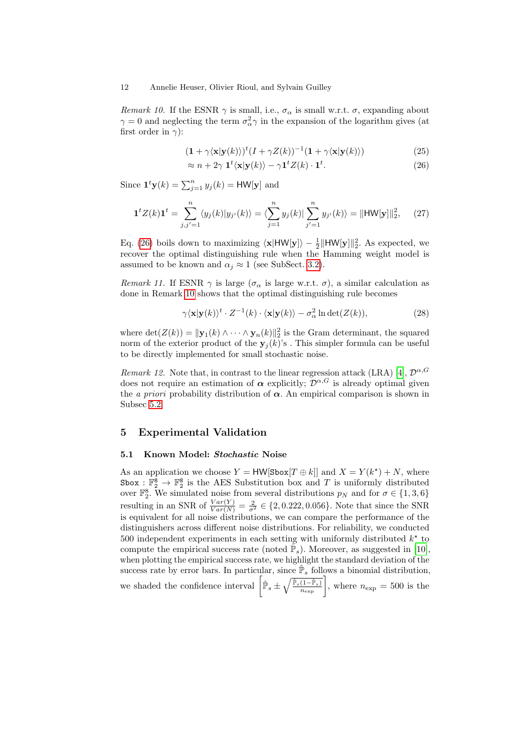*Remark 10.* If the ESNR $\gamma$ is small, i.e., $\sigma_\alpha$ is small w.r.t. $\sigma$, expanding about $\gamma = 0$ and neglecting the term $\sigma_\alpha^2 \gamma$ in the expansion of the logarithm gives (at first order in $\gamma$):

$$(\mathbf{1} + \gamma \langle \mathbf{x} | \mathbf{y}(k) \rangle)^t (I + \gamma Z(k))^{-1} (\mathbf{1} + \gamma \langle \mathbf{x} | \mathbf{y}(k) \rangle) \tag{25}$$

$$\approx n + 2\gamma \; \mathbf{1}^t \langle \mathbf{x} | \mathbf{y}(k) \rangle - \gamma \mathbf{1}^t Z(k) \cdot \mathbf{1}^t. \tag{26}$$

Since $\mathbf{1}^t \mathbf{y}(k) = \sum_{j=1}^n y_j(k) = \mathsf{HW}[\mathbf{y}]$ and

$$\mathbf{1}^t Z(k) \mathbf{1}^t = \sum_{j,j'=1}^n \langle y_j(k) | y_{j'}(k) \rangle = \langle \sum_{j=1}^n y_j(k) | \sum_{j'=1}^n y_{j'}(k) \rangle = \| \mathsf{HW}[\mathbf{y}] \|_2^2, \tag{27}$$

Eq. (26) boils down to maximizing $\langle \mathbf{x} | \mathsf{HW}[\mathbf{y}] \rangle - \frac{1}{2} \| \mathsf{HW}[\mathbf{y}] \|_2^2$. As expected, we recover the optimal distinguishing rule when the Hamming weight model is assumed to be known and $\alpha_j \approx 1$ (see SubSect. 3.2).

*Remark 11.* If ESNR $\gamma$ is large ($\sigma_\alpha$ is large w.r.t. $\sigma$), a similar calculation as done in Remark 10 shows that the optimal distinguishing rule becomes

$$\gamma \langle \mathbf{x} | \mathbf{y}(k) \rangle^t \cdot Z^{-1}(k) \cdot \langle \mathbf{x} | \mathbf{y}(k) \rangle - \sigma_\alpha^2 \ln \det(Z(k)), \tag{28}$$

where $\det(Z(k)) = \| \mathbf{y}_1(k) \wedge \cdots \wedge \mathbf{y}_n(k) \|_2^2$ is the Gram determinant, the squared norm of the exterior product of the $\mathbf{y}_j(k)$'s . This simpler formula can be useful to be directly implemented for small stochastic noise.

*Remark 12.* Note that, in contrast to the linear regression attack (LRA) [4], $\mathcal{D}^{\alpha,G}$ does not require an estimation of $\boldsymbol{\alpha}$ explicitly; $\mathcal{D}^{\alpha,G}$ is already optimal given the *a priori* probability distribution of $\boldsymbol{\alpha}$. An empirical comparison is shown in Subsec 5.2.

## 5 Experimental Validation

### 5.1 Known Model: *Stochastic* Noise

As an application we choose $Y = \mathsf{HW}[\mathtt{Sbox}[T \oplus k]]$ and $X = Y(k^\star) + N$, where $\mathtt{Sbox} : \mathbb{F}_2^8 \to \mathbb{F}_2^8$ is the AES Substitution box and $T$ is uniformly distributed over $\mathbb{F}_2^8$. We simulated noise from several distributions $p_N$ and for $\sigma \in \{1, 3, 6\}$ resulting in an SNR of $\frac{Var(Y)}{Var(N)} = \frac{2}{\sigma^2} \in \{2, 0.222, 0.056\}$. Note that since the SNR is equivalent for all noise distributions, we can compare the performance of the distinguishers across different noise distributions. For reliability, we conducted 500 independent experiments in each setting with uniformly distributed $k^\star$ to compute the empirical success rate (noted $\hat{\mathbb{P}}_s$). Moreover, as suggested in [10], when plotting the empirical success rate, we highlight the standard deviation of the success rate by error bars. In particular, since $\hat{\mathbb{P}}_s$ follows a binomial distribution, we shaded the confidence interval $\left[ \hat{\mathbb{P}}_s \pm \sqrt{\frac{\hat{\mathbb{P}}_s (1 - \hat{\mathbb{P}}_s)}{n_{\text{exp}}}} \right]$, where $n_{\text{exp}} = 500$ is the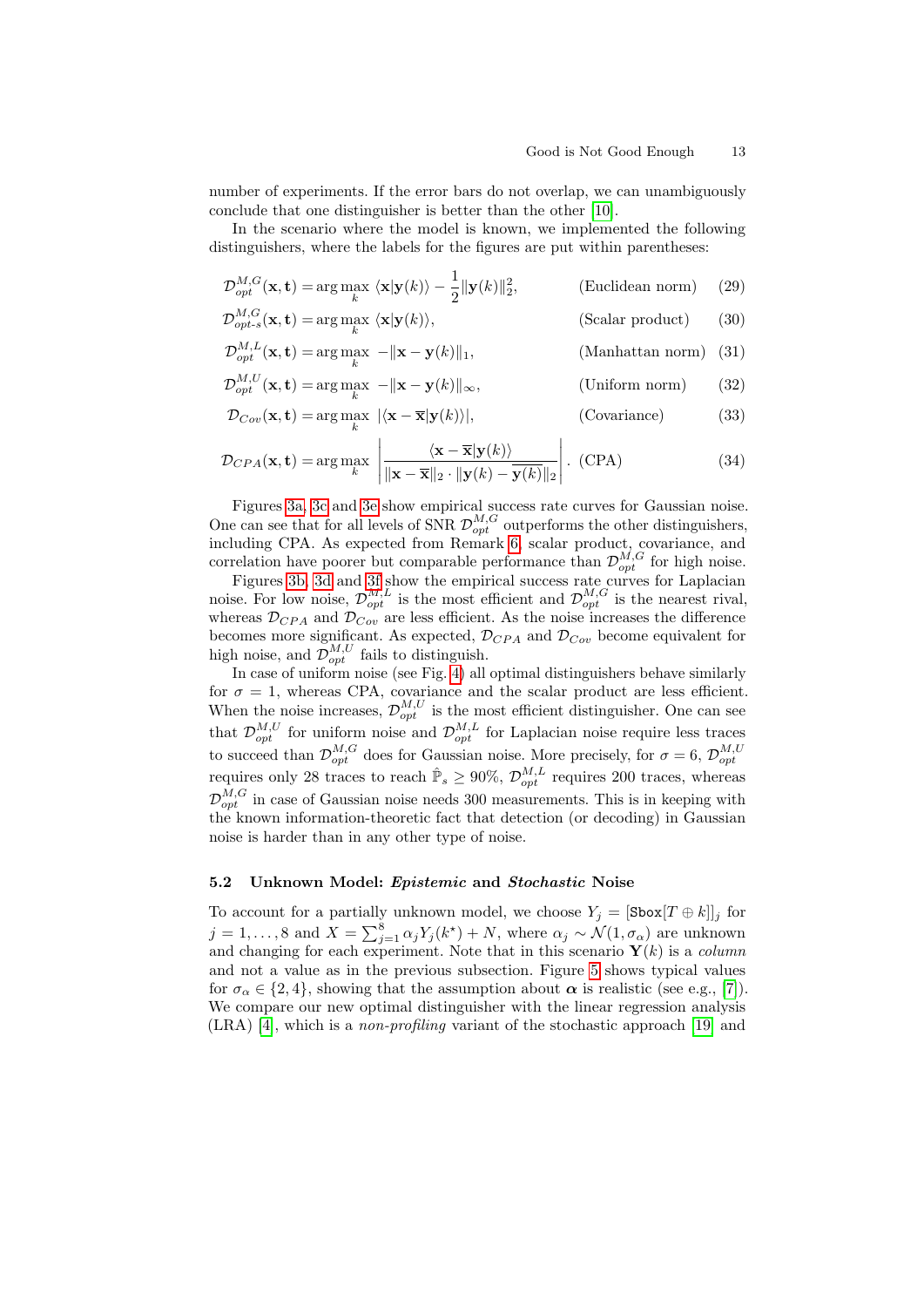number of experiments. If the error bars do not overlap, we can unambiguously conclude that one distinguisher is better than the other [10].

In the scenario where the model is known, we implemented the following distinguishers, where the labels for the figures are put within parentheses:

$$\mathcal{D}_{opt}^{M,G}(\mathbf{x},\mathbf{t}) = \arg\max_k \ \langle \mathbf{x}|\mathbf{y}(k)\rangle - \frac{1}{2}\|\mathbf{y}(k)\|_2^2, \qquad \text{(Euclidean norm)} \quad (29)$$

$$\mathcal{D}_{opt\text{-}s}^{M,G}(\mathbf{x},\mathbf{t}) = \arg\max_k \ \langle \mathbf{x}|\mathbf{y}(k)\rangle, \qquad \text{(Scalar product)} \quad (30)$$

$$\mathcal{D}_{opt}^{M,L}(\mathbf{x},\mathbf{t}) = \arg\max_k \ -\|\mathbf{x}-\mathbf{y}(k)\|_1, \qquad \text{(Manhattan norm)} \quad (31)$$

$$\mathcal{D}_{opt}^{M,U}(\mathbf{x},\mathbf{t}) = \arg\max_k \ -\|\mathbf{x}-\mathbf{y}(k)\|_\infty, \qquad \text{(Uniform norm)} \quad (32)$$

$$\mathcal{D}_{Cov}(\mathbf{x},\mathbf{t}) = \arg\max_k \ |\langle \mathbf{x}-\overline{\mathbf{x}}|\mathbf{y}(k)\rangle|, \qquad \text{(Covariance)} \quad (33)$$

$$\mathcal{D}_{CPA}(\mathbf{x},\mathbf{t}) = \arg\max_k \ \left|\frac{\langle \mathbf{x}-\overline{\mathbf{x}}|\mathbf{y}(k)\rangle}{\|\mathbf{x}-\overline{\mathbf{x}}\|_2 \cdot \|\mathbf{y}(k)-\overline{\mathbf{y}(k)}\|_2}\right|. \quad \text{(CPA)} \quad (34)$$

Figures 3a, 3c and 3e show empirical success rate curves for Gaussian noise. One can see that for all levels of SNR $\mathcal{D}_{opt}^{M,G}$ outperforms the other distinguishers, including CPA. As expected from Remark 6, scalar product, covariance, and correlation have poorer but comparable performance than $\mathcal{D}_{opt}^{M,G}$ for high noise.

Figures 3b, 3d and 3f show the empirical success rate curves for Laplacian noise. For low noise, $\mathcal{D}_{opt}^{M,L}$ is the most efficient and $\mathcal{D}_{opt}^{M,G}$ is the nearest rival, whereas $\mathcal{D}_{CPA}$ and $\mathcal{D}_{Cov}$ are less efficient. As the noise increases the difference becomes more significant. As expected, $\mathcal{D}_{CPA}$ and $\mathcal{D}_{Cov}$ become equivalent for high noise, and $\mathcal{D}_{opt}^{M,U}$ fails to distinguish.

In case of uniform noise (see Fig. 4) all optimal distinguishers behave similarly for $\sigma = 1$, whereas CPA, covariance and the scalar product are less efficient. When the noise increases, $\mathcal{D}_{opt}^{M,U}$ is the most efficient distinguisher. One can see that $\mathcal{D}_{opt}^{M,U}$ for uniform noise and $\mathcal{D}_{opt}^{M,L}$ for Laplacian noise require less traces to succeed than $\mathcal{D}_{opt}^{M,G}$ does for Gaussian noise. More precisely, for $\sigma = 6$, $\mathcal{D}_{opt}^{M,U}$ requires only 28 traces to reach $\hat{\mathbb{P}}_s \geq 90\%$, $\mathcal{D}_{opt}^{M,L}$ requires 200 traces, whereas $\mathcal{D}_{opt}^{M,G}$ in case of Gaussian noise needs 300 measurements. This is in keeping with the known information-theoretic fact that detection (or decoding) in Gaussian noise is harder than in any other type of noise.

### 5.2 Unknown Model: *Epistemic* and *Stochastic* Noise

To account for a partially unknown model, we choose $Y_j = [\texttt{Sbox}[T \oplus k]]_j$ for $j = 1, \ldots, 8$ and $X = \sum_{j=1}^{8} \alpha_j Y_j(k^\star) + N$, where $\alpha_j \sim \mathcal{N}(1, \sigma_\alpha)$ are unknown and changing for each experiment. Note that in this scenario $\mathbf{Y}(k)$ is a *column* and not a value as in the previous subsection. Figure 5 shows typical values for $\sigma_\alpha \in \{2, 4\}$, showing that the assumption about $\boldsymbol{\alpha}$ is realistic (see e.g., [7]). We compare our new optimal distinguisher with the linear regression analysis (LRA) [4], which is a *non-profiling* variant of the stochastic approach [19] and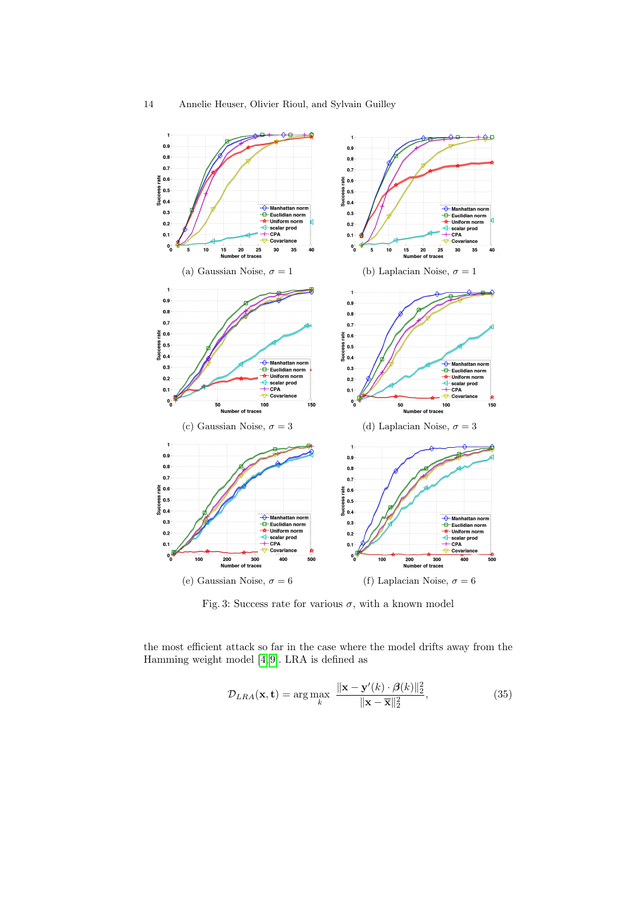(a) Gaussian Noise, $\sigma = 1$

(b) Laplacian Noise, $\sigma = 1$

(c) Gaussian Noise, $\sigma = 3$

(d) Laplacian Noise, $\sigma = 3$

(e) Gaussian Noise, $\sigma = 6$

(f) Laplacian Noise, $\sigma = 6$

Fig. 3: Success rate for various $\sigma$, with a known model

the most efficient attack so far in the case where the model drifts away from the Hamming weight model [4,9]. LRA is defined as

$$\mathcal{D}_{LRA}(\mathbf{x}, \mathbf{t}) = \arg\max_{k} \frac{\|\mathbf{x} - \mathbf{y}'(k) \cdot \boldsymbol{\beta}(k)\|_2^2}{\|\mathbf{x} - \overline{\mathbf{x}}\|_2^2}, \tag{35}$$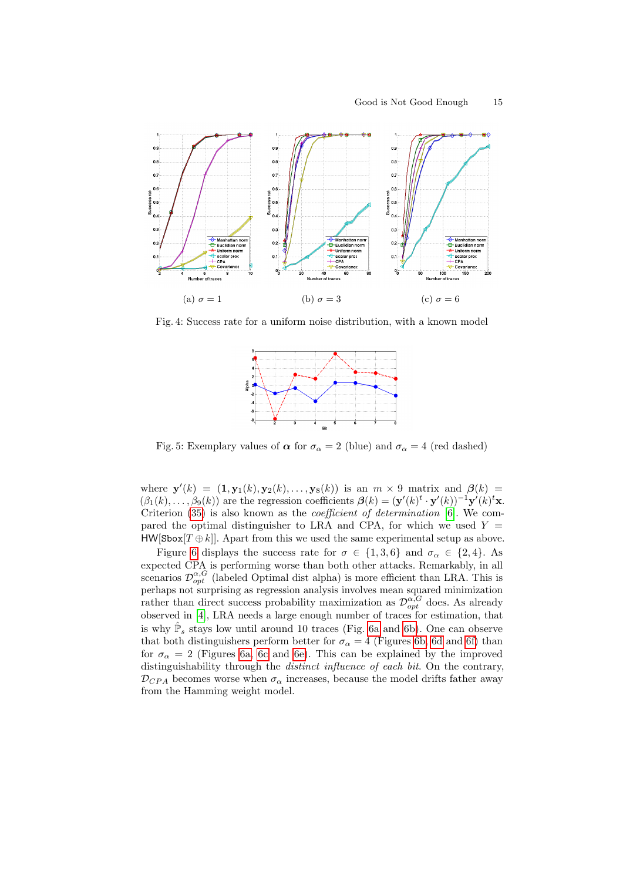(a) $\sigma = 1$

(b) $\sigma = 3$

(c) $\sigma = 6$

Fig. 4: Success rate for a uniform noise distribution, with a known model

Fig. 5: Exemplary values of $\boldsymbol{\alpha}$ for $\sigma_\alpha = 2$ (blue) and $\sigma_\alpha = 4$ (red dashed)

where $\mathbf{y}'(k) = (\mathbf{1}, \mathbf{y}_1(k), \mathbf{y}_2(k), \ldots, \mathbf{y}_8(k))$ is an $m \times 9$ matrix and $\boldsymbol{\beta}(k) = (\beta_1(k), \ldots, \beta_9(k))$ are the regression coefficients $\boldsymbol{\beta}(k) = (\mathbf{y}'(k)^t \cdot \mathbf{y}'(k))^{-1}\mathbf{y}'(k)^t\mathbf{x}$. Criterion (35) is also known as the *coefficient of determination* [6]. We compared the optimal distinguisher to LRA and CPA, for which we used $Y = \mathsf{HW}[\mathtt{Sbox}[T \oplus k]]$. Apart from this we used the same experimental setup as above.

Figure 6 displays the success rate for $\sigma \in \{1, 3, 6\}$ and $\sigma_\alpha \in \{2, 4\}$. As expected CPA is performing worse than both other attacks. Remarkably, in all scenarios $\mathcal{D}_{opt}^{\alpha,G}$ (labeled Optimal dist alpha) is more efficient than LRA. This is perhaps not surprising as regression analysis involves mean squared minimization rather than direct success probability maximization as $\mathcal{D}_{opt}^{\alpha,G}$ does. As already observed in [4], LRA needs a large enough number of traces for estimation, that is why $\hat{\mathbb{P}}_s$ stays low until around 10 traces (Fig. 6a and 6b). One can observe that both distinguishers perform better for $\sigma_\alpha = 4$ (Figures 6b, 6d and 6f) than for $\sigma_\alpha = 2$ (Figures 6a, 6c and 6e). This can be explained by the improved distinguishability through the *distinct influence of each bit*. On the contrary, $\mathcal{D}_{CPA}$ becomes worse when $\sigma_\alpha$ increases, because the model drifts father away from the Hamming weight model.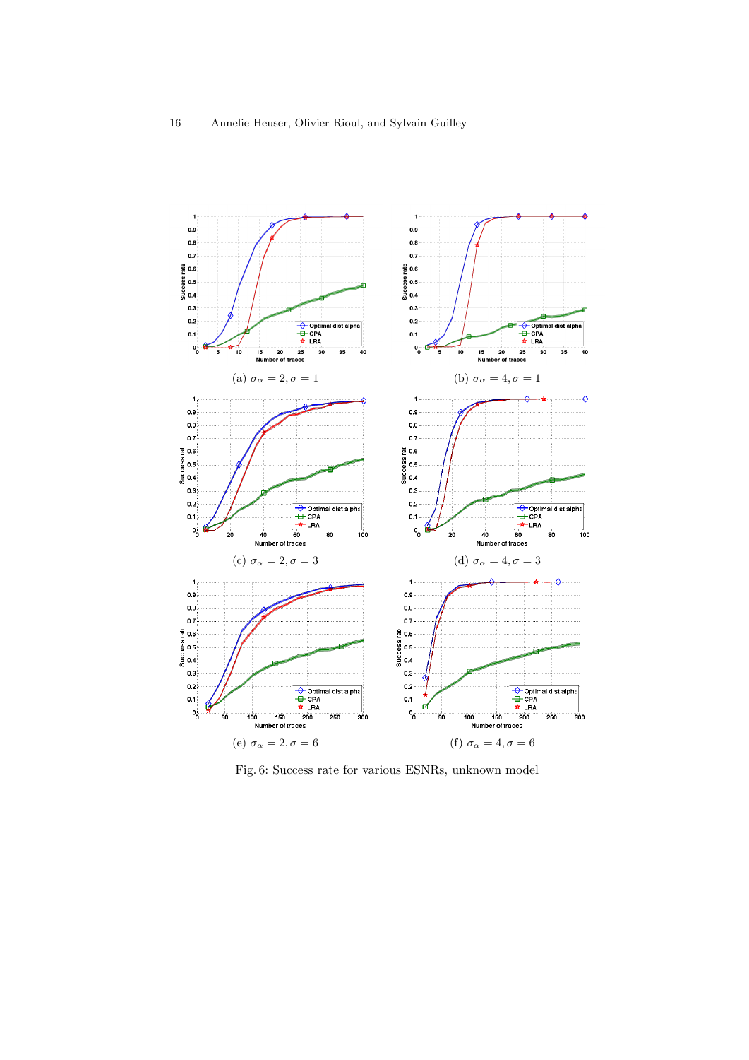(a) $\sigma_\alpha = 2, \sigma = 1$

(b) $\sigma_\alpha = 4, \sigma = 1$

(c) $\sigma_\alpha = 2, \sigma = 3$

(d) $\sigma_\alpha = 4, \sigma = 3$

(e) $\sigma_\alpha = 2, \sigma = 6$

(f) $\sigma_\alpha = 4, \sigma = 6$

Fig. 6: Success rate for various ESNRs, unknown model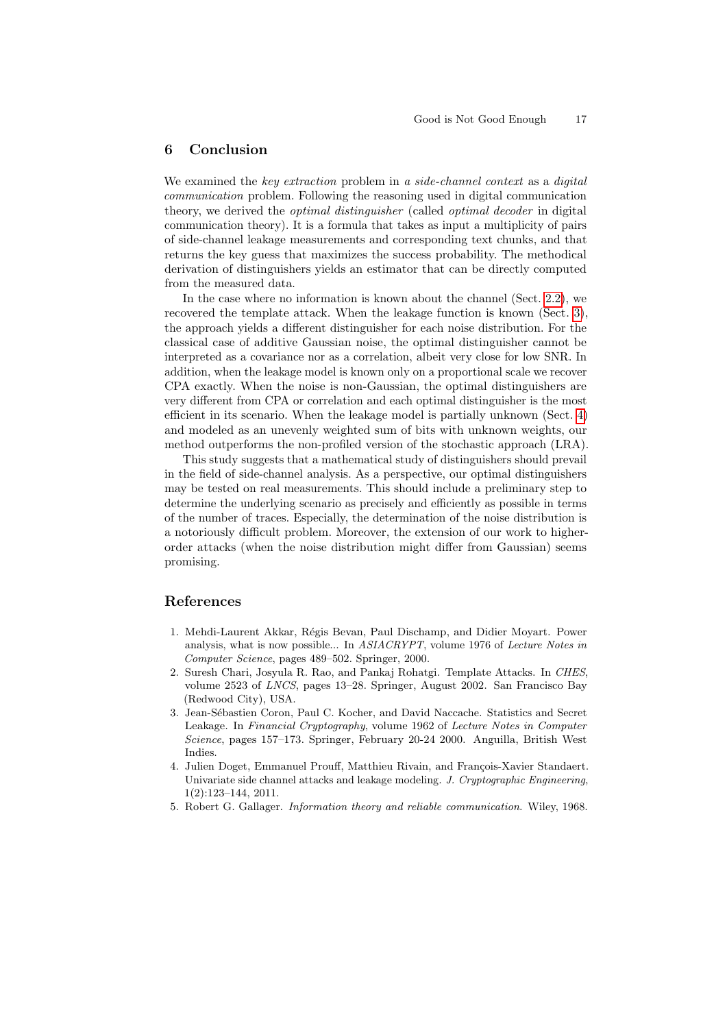## 6 Conclusion

We examined the *key extraction* problem in *a side-channel context* as a *digital communication* problem. Following the reasoning used in digital communication theory, we derived the *optimal distinguisher* (called *optimal decoder* in digital communication theory). It is a formula that takes as input a multiplicity of pairs of side-channel leakage measurements and corresponding text chunks, and that returns the key guess that maximizes the success probability. The methodical derivation of distinguishers yields an estimator that can be directly computed from the measured data.

In the case where no information is known about the channel (Sect. 2.2), we recovered the template attack. When the leakage function is known (Sect. 3), the approach yields a different distinguisher for each noise distribution. For the classical case of additive Gaussian noise, the optimal distinguisher cannot be interpreted as a covariance nor as a correlation, albeit very close for low SNR. In addition, when the leakage model is known only on a proportional scale we recover CPA exactly. When the noise is non-Gaussian, the optimal distinguishers are very different from CPA or correlation and each optimal distinguisher is the most efficient in its scenario. When the leakage model is partially unknown (Sect. 4) and modeled as an unevenly weighted sum of bits with unknown weights, our method outperforms the non-profiled version of the stochastic approach (LRA).

This study suggests that a mathematical study of distinguishers should prevail in the field of side-channel analysis. As a perspective, our optimal distinguishers may be tested on real measurements. This should include a preliminary step to determine the underlying scenario as precisely and efficiently as possible in terms of the number of traces. Especially, the determination of the noise distribution is a notoriously difficult problem. Moreover, the extension of our work to higher-order attacks (when the noise distribution might differ from Gaussian) seems promising.

## References

1. Mehdi-Laurent Akkar, Régis Bevan, Paul Dischamp, and Didier Moyart. Power analysis, what is now possible... In *ASIACRYPT*, volume 1976 of *Lecture Notes in Computer Science*, pages 489–502. Springer, 2000.
2. Suresh Chari, Josyula R. Rao, and Pankaj Rohatgi. Template Attacks. In *CHES*, volume 2523 of *LNCS*, pages 13–28. Springer, August 2002. San Francisco Bay (Redwood City), USA.
3. Jean-Sébastien Coron, Paul C. Kocher, and David Naccache. Statistics and Secret Leakage. In *Financial Cryptography*, volume 1962 of *Lecture Notes in Computer Science*, pages 157–173. Springer, February 20-24 2000. Anguilla, British West Indies.
4. Julien Doget, Emmanuel Prouff, Matthieu Rivain, and François-Xavier Standaert. Univariate side channel attacks and leakage modeling. *J. Cryptographic Engineering*, 1(2):123–144, 2011.
5. Robert G. Gallager. *Information theory and reliable communication*. Wiley, 1968.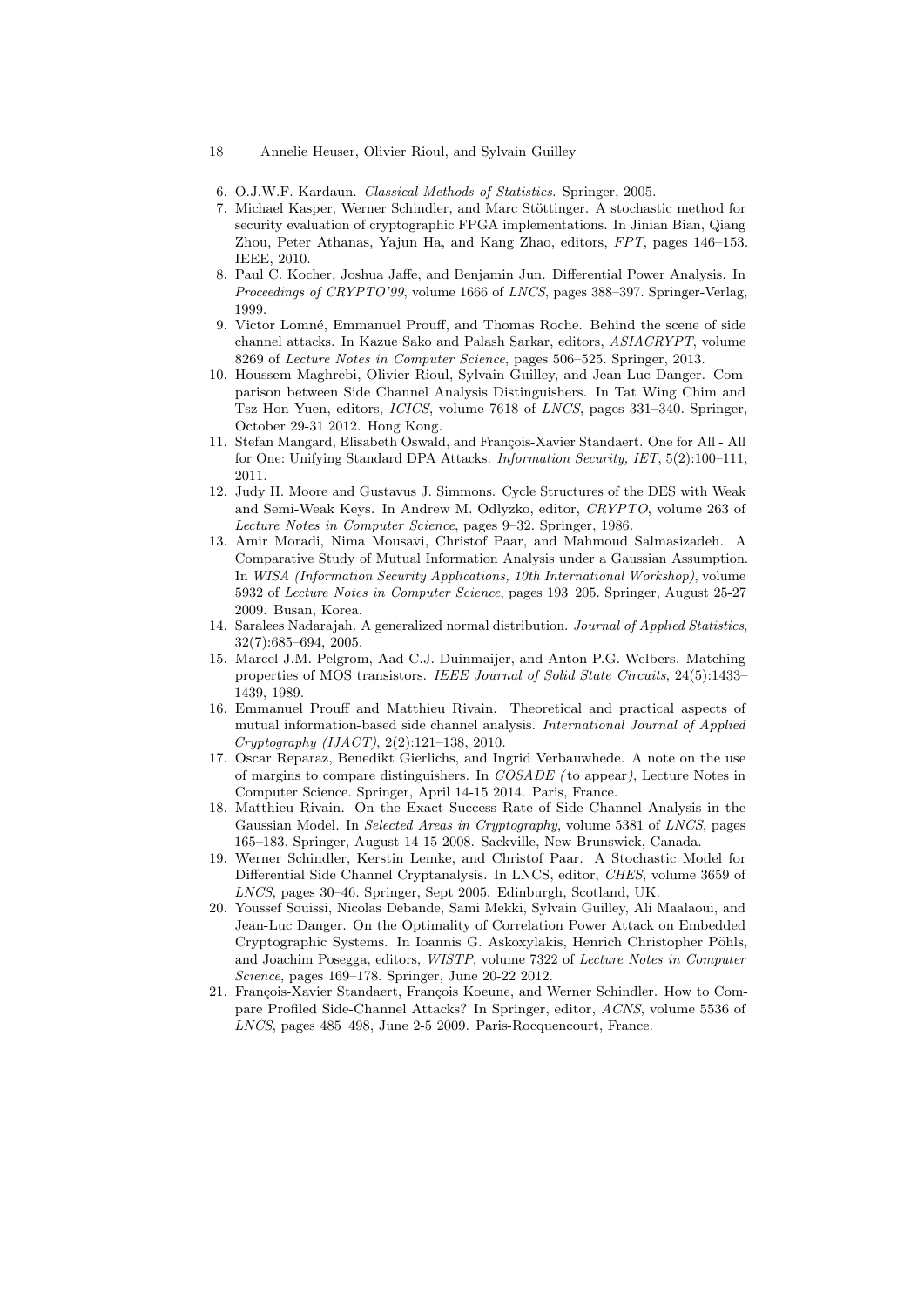6. O.J.W.F. Kardaun. *Classical Methods of Statistics*. Springer, 2005.
7. Michael Kasper, Werner Schindler, and Marc Stöttinger. A stochastic method for security evaluation of cryptographic FPGA implementations. In Jinian Bian, Qiang Zhou, Peter Athanas, Yajun Ha, and Kang Zhao, editors, *FPT*, pages 146–153. IEEE, 2010.
8. Paul C. Kocher, Joshua Jaffe, and Benjamin Jun. Differential Power Analysis. In *Proceedings of CRYPTO'99*, volume 1666 of *LNCS*, pages 388–397. Springer-Verlag, 1999.
9. Victor Lomné, Emmanuel Prouff, and Thomas Roche. Behind the scene of side channel attacks. In Kazue Sako and Palash Sarkar, editors, *ASIACRYPT*, volume 8269 of *Lecture Notes in Computer Science*, pages 506–525. Springer, 2013.
10. Houssem Maghrebi, Olivier Rioul, Sylvain Guilley, and Jean-Luc Danger. Comparison between Side Channel Analysis Distinguishers. In Tat Wing Chim and Tsz Hon Yuen, editors, *ICICS*, volume 7618 of *LNCS*, pages 331–340. Springer, October 29-31 2012. Hong Kong.
11. Stefan Mangard, Elisabeth Oswald, and François-Xavier Standaert. One for All - All for One: Unifying Standard DPA Attacks. *Information Security, IET*, 5(2):100–111, 2011.
12. Judy H. Moore and Gustavus J. Simmons. Cycle Structures of the DES with Weak and Semi-Weak Keys. In Andrew M. Odlyzko, editor, *CRYPTO*, volume 263 of *Lecture Notes in Computer Science*, pages 9–32. Springer, 1986.
13. Amir Moradi, Nima Mousavi, Christof Paar, and Mahmoud Salmasizadeh. A Comparative Study of Mutual Information Analysis under a Gaussian Assumption. In *WISA (Information Security Applications, 10th International Workshop)*, volume 5932 of *Lecture Notes in Computer Science*, pages 193–205. Springer, August 25-27 2009. Busan, Korea.
14. Saralees Nadarajah. A generalized normal distribution. *Journal of Applied Statistics*, 32(7):685–694, 2005.
15. Marcel J.M. Pelgrom, Aad C.J. Duinmaijer, and Anton P.G. Welbers. Matching properties of MOS transistors. *IEEE Journal of Solid State Circuits*, 24(5):1433–1439, 1989.
16. Emmanuel Prouff and Matthieu Rivain. Theoretical and practical aspects of mutual information-based side channel analysis. *International Journal of Applied Cryptography (IJACT)*, 2(2):121–138, 2010.
17. Oscar Reparaz, Benedikt Gierlichs, and Ingrid Verbauwhede. A note on the use of margins to compare distinguishers. In *COSADE (to appear)*, Lecture Notes in Computer Science. Springer, April 14-15 2014. Paris, France.
18. Matthieu Rivain. On the Exact Success Rate of Side Channel Analysis in the Gaussian Model. In *Selected Areas in Cryptography*, volume 5381 of *LNCS*, pages 165–183. Springer, August 14-15 2008. Sackville, New Brunswick, Canada.
19. Werner Schindler, Kerstin Lemke, and Christof Paar. A Stochastic Model for Differential Side Channel Cryptanalysis. In LNCS, editor, *CHES*, volume 3659 of *LNCS*, pages 30–46. Springer, Sept 2005. Edinburgh, Scotland, UK.
20. Youssef Souissi, Nicolas Debande, Sami Mekki, Sylvain Guilley, Ali Maalaoui, and Jean-Luc Danger. On the Optimality of Correlation Power Attack on Embedded Cryptographic Systems. In Ioannis G. Askoxylakis, Henrich Christopher Pöhls, and Joachim Posegga, editors, *WISTP*, volume 7322 of *Lecture Notes in Computer Science*, pages 169–178. Springer, June 20-22 2012.
21. François-Xavier Standaert, François Koeune, and Werner Schindler. How to Compare Profiled Side-Channel Attacks? In Springer, editor, *ACNS*, volume 5536 of *LNCS*, pages 485–498, June 2-5 2009. Paris-Rocquencourt, France.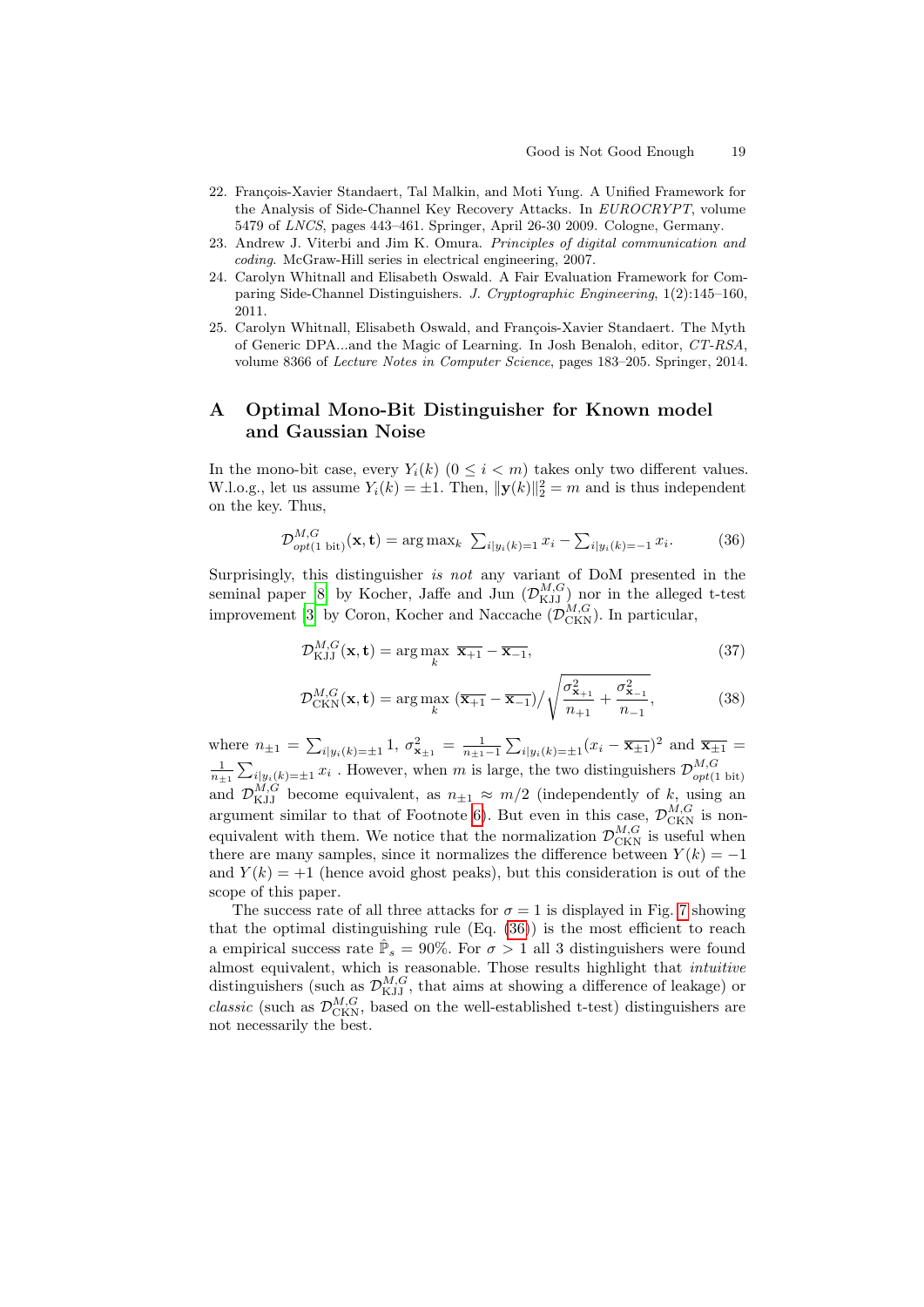22. François-Xavier Standaert, Tal Malkin, and Moti Yung. A Unified Framework for the Analysis of Side-Channel Key Recovery Attacks. In *EUROCRYPT*, volume 5479 of *LNCS*, pages 443–461. Springer, April 26-30 2009. Cologne, Germany.
23. Andrew J. Viterbi and Jim K. Omura. *Principles of digital communication and coding*. McGraw-Hill series in electrical engineering, 2007.
24. Carolyn Whitnall and Elisabeth Oswald. A Fair Evaluation Framework for Comparing Side-Channel Distinguishers. *J. Cryptographic Engineering*, 1(2):145–160, 2011.
25. Carolyn Whitnall, Elisabeth Oswald, and François-Xavier Standaert. The Myth of Generic DPA...and the Magic of Learning. In Josh Benaloh, editor, *CT-RSA*, volume 8366 of *Lecture Notes in Computer Science*, pages 183–205. Springer, 2014.

# A Optimal Mono-Bit Distinguisher for Known model and Gaussian Noise

In the mono-bit case, every $Y_i(k)$ $(0 \leq i < m)$ takes only two different values. W.l.o.g., let us assume $Y_i(k) = \pm 1$. Then, $\|\mathbf{y}(k)\|_2^2 = m$ and is thus independent on the key. Thus,

$$\mathcal{D}^{M,G}_{opt(1\text{ bit})}(\mathbf{x}, \mathbf{t}) = \arg\max_k \ \textstyle\sum_{i|y_i(k)=1} x_i - \sum_{i|y_i(k)=-1} x_i. \tag{36}$$

Surprisingly, this distinguisher *is not* any variant of DoM presented in the seminal paper [8] by Kocher, Jaffe and Jun ($\mathcal{D}^{M,G}_{\text{KJJ}}$) nor in the alleged t-test improvement [3] by Coron, Kocher and Naccache ($\mathcal{D}^{M,G}_{\text{CKN}}$). In particular,

$$\mathcal{D}^{M,G}_{\text{KJJ}}(\mathbf{x}, \mathbf{t}) = \arg\max_k \ \overline{\mathbf{x}_{+1}} - \overline{\mathbf{x}_{-1}}, \tag{37}$$

$$\mathcal{D}^{M,G}_{\text{CKN}}(\mathbf{x}, \mathbf{t}) = \arg\max_k \ (\overline{\mathbf{x}_{+1}} - \overline{\mathbf{x}_{-1}}) \Big/ \sqrt{\frac{\sigma^2_{\mathbf{x}_{+1}}}{n_{+1}} + \frac{\sigma^2_{\mathbf{x}_{-1}}}{n_{-1}}}, \tag{38}$$

where $n_{\pm 1} = \sum_{i|y_i(k)=\pm 1} 1$, $\sigma^2_{\mathbf{x}_{\pm 1}} = \frac{1}{n_{\pm 1}-1} \sum_{i|y_i(k)=\pm 1} (x_i - \overline{\mathbf{x}_{\pm 1}})^2$ and $\overline{\mathbf{x}_{\pm 1}} = \frac{1}{n_{\pm 1}} \sum_{i|y_i(k)=\pm 1} x_i$ . However, when $m$ is large, the two distinguishers $\mathcal{D}^{M,G}_{opt(1\text{ bit})}$ and $\mathcal{D}^{M,G}_{\text{KJJ}}$ become equivalent, as $n_{\pm 1} \approx m/2$ (independently of $k$, using an argument similar to that of Footnote 6). But even in this case, $\mathcal{D}^{M,G}_{\text{CKN}}$ is non-equivalent with them. We notice that the normalization $\mathcal{D}^{M,G}_{\text{CKN}}$ is useful when there are many samples, since it normalizes the difference between $Y(k) = -1$ and $Y(k) = +1$ (hence avoid ghost peaks), but this consideration is out of the scope of this paper.

The success rate of all three attacks for $\sigma = 1$ is displayed in Fig. 7 showing that the optimal distinguishing rule (Eq. (36)) is the most efficient to reach a empirical success rate $\hat{\mathbb{P}}_s = 90\%$. For $\sigma > 1$ all 3 distinguishers were found almost equivalent, which is reasonable. Those results highlight that *intuitive* distinguishers (such as $\mathcal{D}^{M,G}_{\text{KJJ}}$, that aims at showing a difference of leakage) or *classic* (such as $\mathcal{D}^{M,G}_{\text{CKN}}$, based on the well-established t-test) distinguishers are not necessarily the best.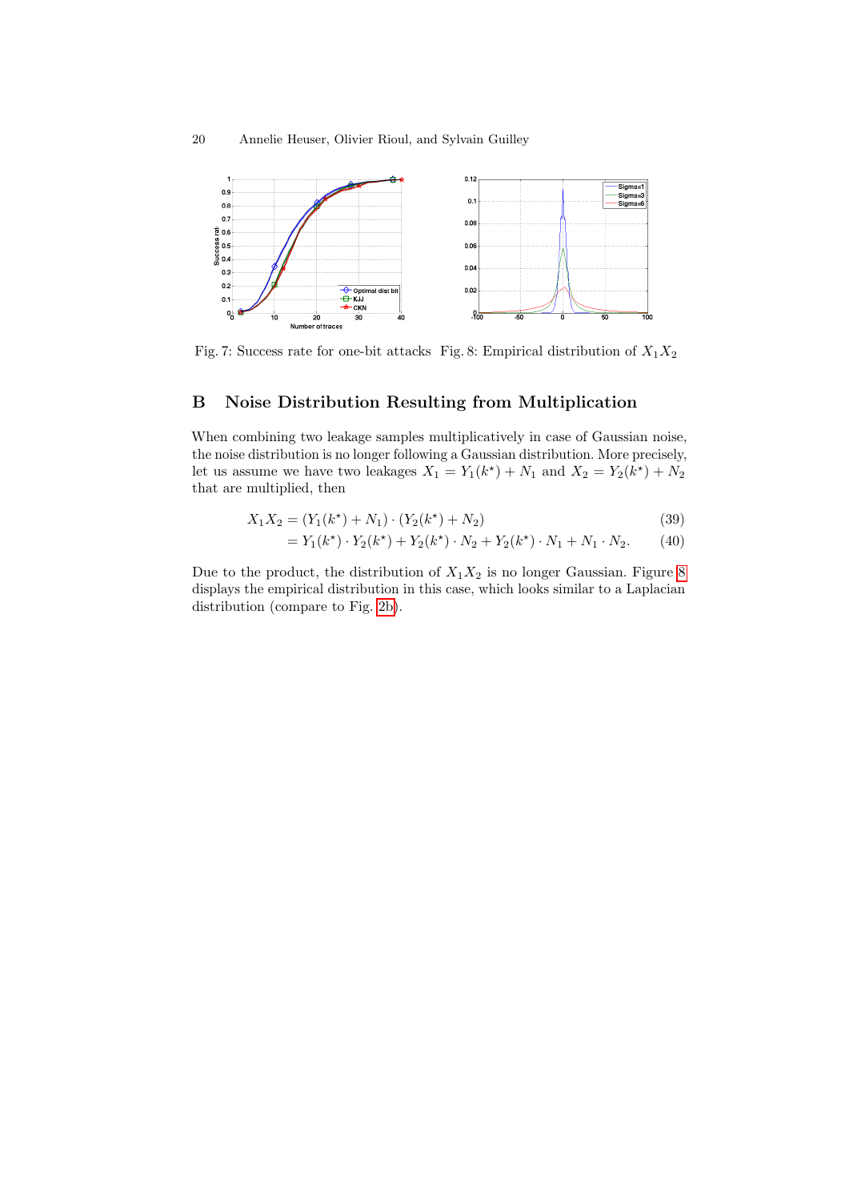1
0.9
0.8
0.7
0.6
0.5
0.4
0.3
0.2
0.1
0
Success rat
0
10
20
30
40
Number of traces
Optimal dist bit
KJJ
CKN

0.12
0.1
0.08
0.06
0.04
0.02
0
-100
-50
0
50
100
Sigma=1
Sigma=3
Sigma=6

Fig. 7: Success rate for one-bit attacks

Fig. 8: Empirical distribution of $X_1X_2$

## B Noise Distribution Resulting from Multiplication

When combining two leakage samples multiplicatively in case of Gaussian noise, the noise distribution is no longer following a Gaussian distribution. More precisely, let us assume we have two leakages $X_1 = Y_1(k^\star) + N_1$ and $X_2 = Y_2(k^\star) + N_2$ that are multiplied, then

$$X_1X_2 = (Y_1(k^\star) + N_1) \cdot (Y_2(k^\star) + N_2) \tag{39}$$

$$= Y_1(k^\star) \cdot Y_2(k^\star) + Y_2(k^\star) \cdot N_2 + Y_2(k^\star) \cdot N_1 + N_1 \cdot N_2. \tag{40}$$

Due to the product, the distribution of $X_1X_2$ is no longer Gaussian. Figure 8 displays the empirical distribution in this case, which looks similar to a Laplacian distribution (compare to Fig. 2b).